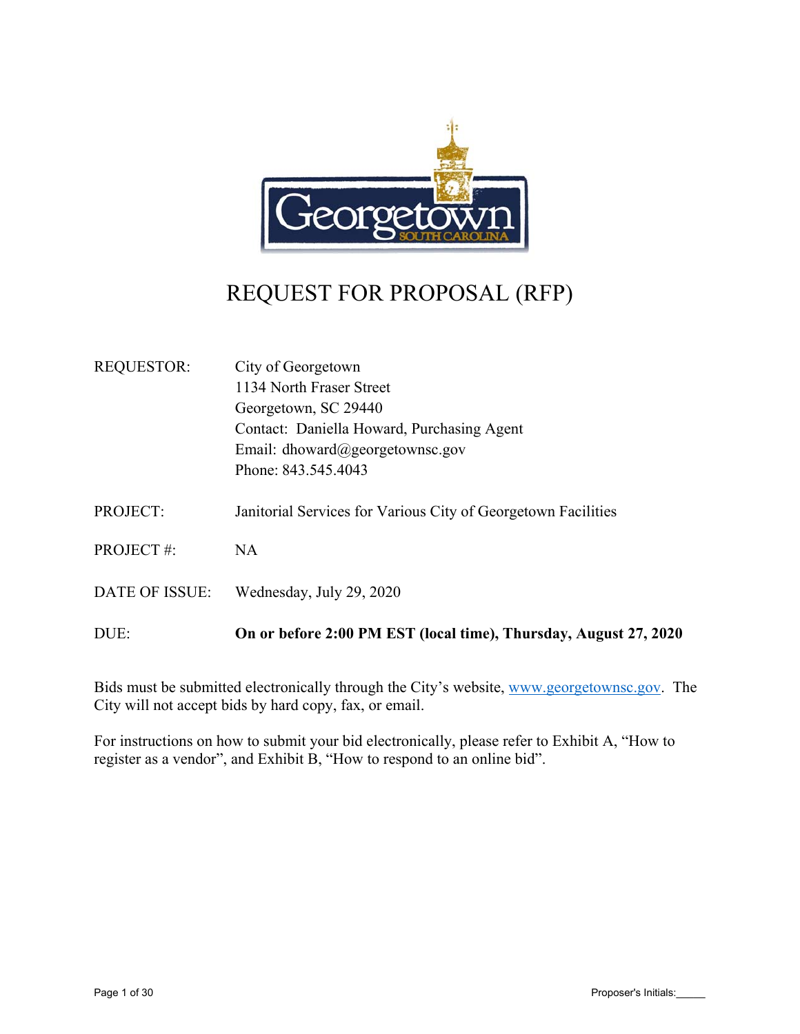# REQUEST FOR PROPOSAL (RFP)

| | |
|---|---|
| REQUESTOR: | City of Georgetown<br>1134 North Fraser Street<br>Georgetown, SC 29440<br>Contact: Daniella Howard, Purchasing Agent<br>Email: dhoward@georgetownsc.gov<br>Phone: 843.545.4043 |
| PROJECT: | Janitorial Services for Various City of Georgetown Facilities |
| PROJECT #: | NA |
| DATE OF ISSUE: | Wednesday, July 29, 2020 |
| DUE: | **On or before 2:00 PM EST (local time), Thursday, August 27, 2020** |

Bids must be submitted electronically through the City's website, www.georgetownsc.gov. The City will not accept bids by hard copy, fax, or email.

For instructions on how to submit your bid electronically, please refer to Exhibit A, "How to register as a vendor", and Exhibit B, "How to respond to an online bid".

Proposer's Initials:_____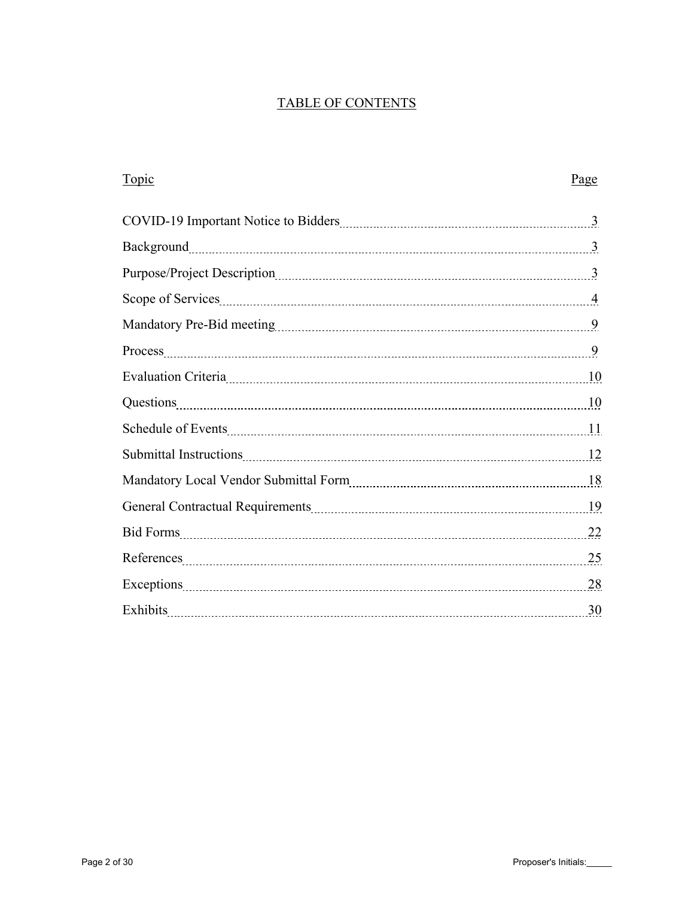# TABLE OF CONTENTS

| Topic | Page |
|---|---|
| COVID-19 Important Notice to Bidders | 3 |
| Background | 3 |
| Purpose/Project Description | 3 |
| Scope of Services | 4 |
| Mandatory Pre-Bid meeting | 9 |
| Process | 9 |
| Evaluation Criteria | 10 |
| Questions | 10 |
| Schedule of Events | 11 |
| Submittal Instructions | 12 |
| Mandatory Local Vendor Submittal Form | 18 |
| General Contractual Requirements | 19 |
| Bid Forms | 22 |
| References | 25 |
| Exceptions | 28 |
| Exhibits | 30 |

Proposer's Initials:_____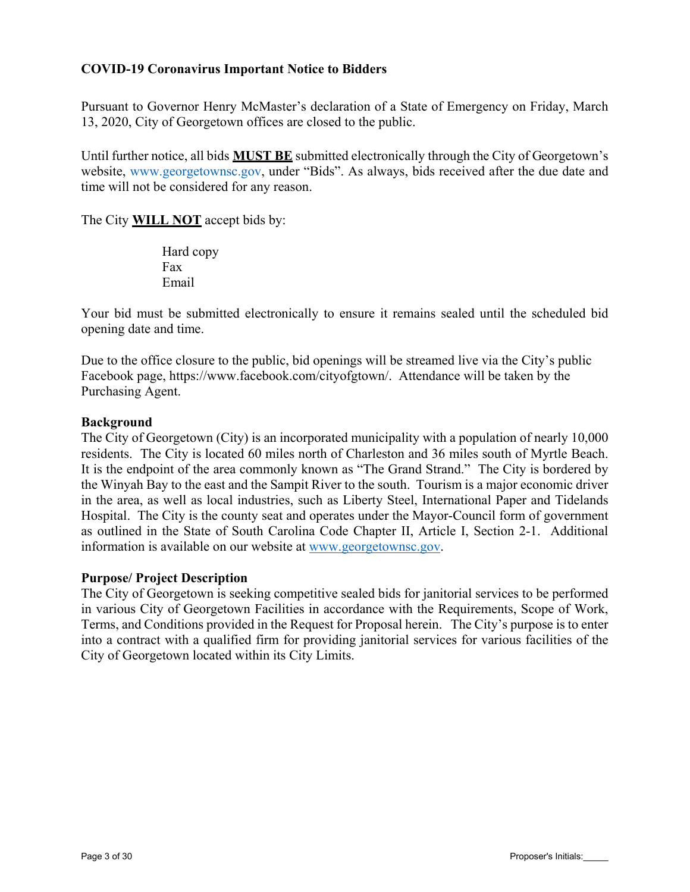**COVID-19 Coronavirus Important Notice to Bidders**

Pursuant to Governor Henry McMaster's declaration of a State of Emergency on Friday, March 13, 2020, City of Georgetown offices are closed to the public.

Until further notice, all bids **MUST BE** submitted electronically through the City of Georgetown's website, www.georgetownsc.gov, under "Bids". As always, bids received after the due date and time will not be considered for any reason.

The City **WILL NOT** accept bids by:

Hard copy
Fax
Email

Your bid must be submitted electronically to ensure it remains sealed until the scheduled bid opening date and time.

Due to the office closure to the public, bid openings will be streamed live via the City's public Facebook page, https://www.facebook.com/cityofgtown/. Attendance will be taken by the Purchasing Agent.

**Background**

The City of Georgetown (City) is an incorporated municipality with a population of nearly 10,000 residents. The City is located 60 miles north of Charleston and 36 miles south of Myrtle Beach. It is the endpoint of the area commonly known as "The Grand Strand." The City is bordered by the Winyah Bay to the east and the Sampit River to the south. Tourism is a major economic driver in the area, as well as local industries, such as Liberty Steel, International Paper and Tidelands Hospital. The City is the county seat and operates under the Mayor-Council form of government as outlined in the State of South Carolina Code Chapter II, Article I, Section 2-1. Additional information is available on our website at www.georgetownsc.gov.

**Purpose/ Project Description**

The City of Georgetown is seeking competitive sealed bids for janitorial services to be performed in various City of Georgetown Facilities in accordance with the Requirements, Scope of Work, Terms, and Conditions provided in the Request for Proposal herein. The City's purpose is to enter into a contract with a qualified firm for providing janitorial services for various facilities of the City of Georgetown located within its City Limits.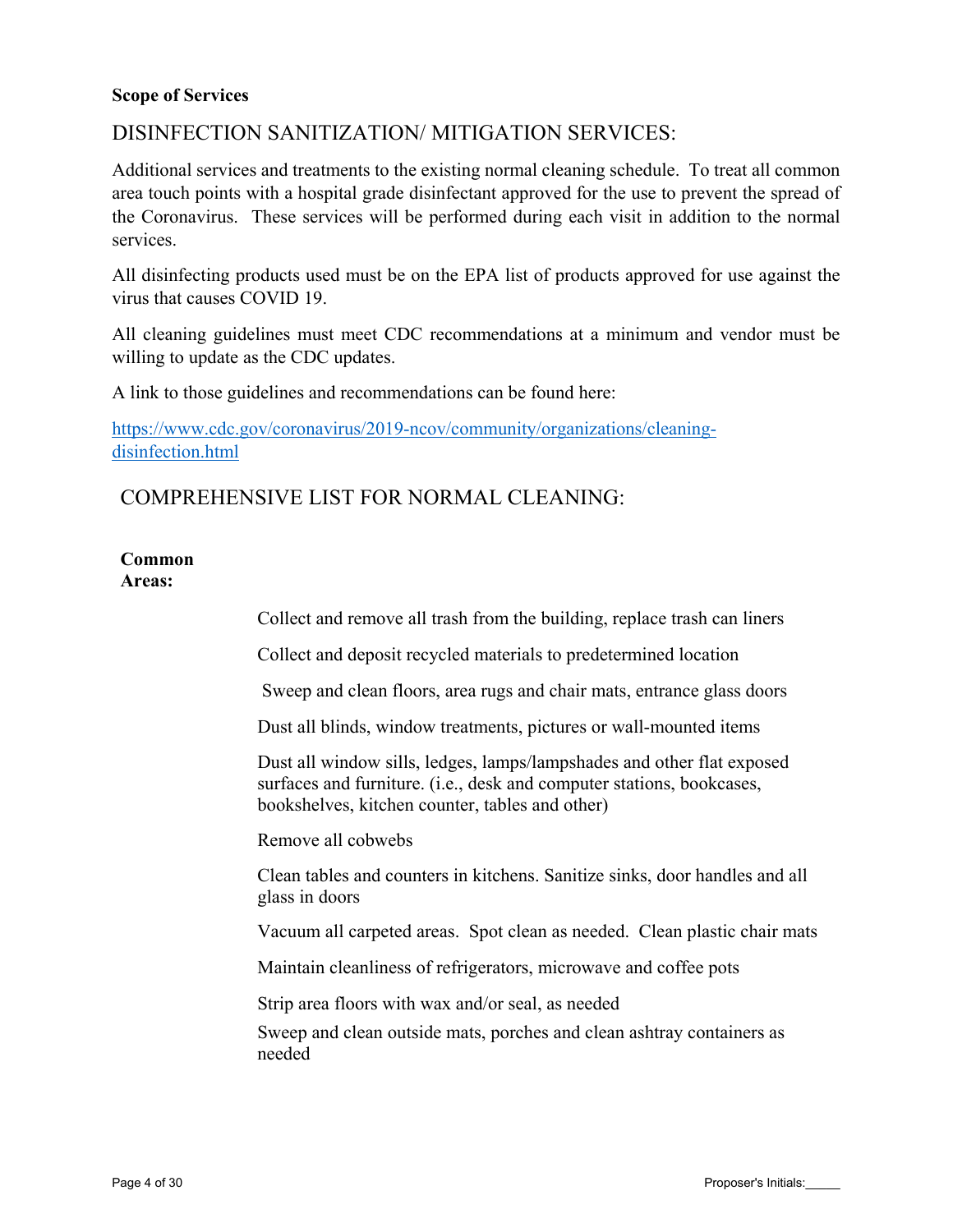**Scope of Services**

## DISINFECTION SANITIZATION/ MITIGATION SERVICES:

Additional services and treatments to the existing normal cleaning schedule. To treat all common area touch points with a hospital grade disinfectant approved for the use to prevent the spread of the Coronavirus. These services will be performed during each visit in addition to the normal services.

All disinfecting products used must be on the EPA list of products approved for use against the virus that causes COVID 19.

All cleaning guidelines must meet CDC recommendations at a minimum and vendor must be willing to update as the CDC updates.

A link to those guidelines and recommendations can be found here:

https://www.cdc.gov/coronavirus/2019-ncov/community/organizations/cleaning-disinfection.html

## COMPREHENSIVE LIST FOR NORMAL CLEANING:

**Common Areas:**

- Collect and remove all trash from the building, replace trash can liners
- Collect and deposit recycled materials to predetermined location
- Sweep and clean floors, area rugs and chair mats, entrance glass doors
- Dust all blinds, window treatments, pictures or wall-mounted items
- Dust all window sills, ledges, lamps/lampshades and other flat exposed surfaces and furniture. (i.e., desk and computer stations, bookcases, bookshelves, kitchen counter, tables and other)
- Remove all cobwebs
- Clean tables and counters in kitchens. Sanitize sinks, door handles and all glass in doors
- Vacuum all carpeted areas. Spot clean as needed. Clean plastic chair mats
- Maintain cleanliness of refrigerators, microwave and coffee pots
- Strip area floors with wax and/or seal, as needed
- Sweep and clean outside mats, porches and clean ashtray containers as needed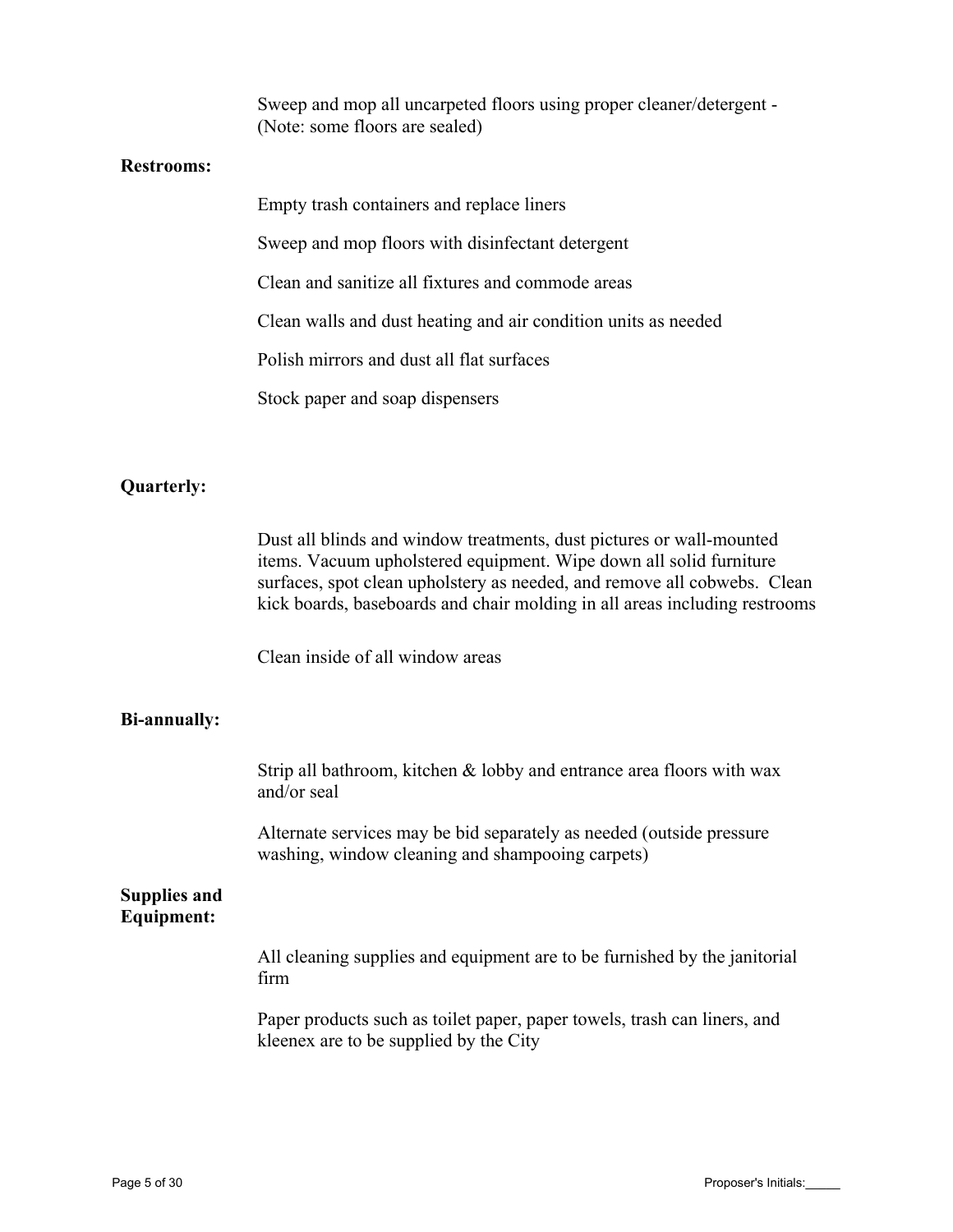Sweep and mop all uncarpeted floors using proper cleaner/detergent - (Note: some floors are sealed)

**Restrooms:**

Empty trash containers and replace liners

Sweep and mop floors with disinfectant detergent

Clean and sanitize all fixtures and commode areas

Clean walls and dust heating and air condition units as needed

Polish mirrors and dust all flat surfaces

Stock paper and soap dispensers

**Quarterly:**

Dust all blinds and window treatments, dust pictures or wall-mounted items. Vacuum upholstered equipment. Wipe down all solid furniture surfaces, spot clean upholstery as needed, and remove all cobwebs. Clean kick boards, baseboards and chair molding in all areas including restrooms

Clean inside of all window areas

**Bi-annually:**

Strip all bathroom, kitchen & lobby and entrance area floors with wax and/or seal

Alternate services may be bid separately as needed (outside pressure washing, window cleaning and shampooing carpets)

**Supplies and Equipment:**

All cleaning supplies and equipment are to be furnished by the janitorial firm

Paper products such as toilet paper, paper towels, trash can liners, and kleenex are to be supplied by the City

Proposer's Initials:_____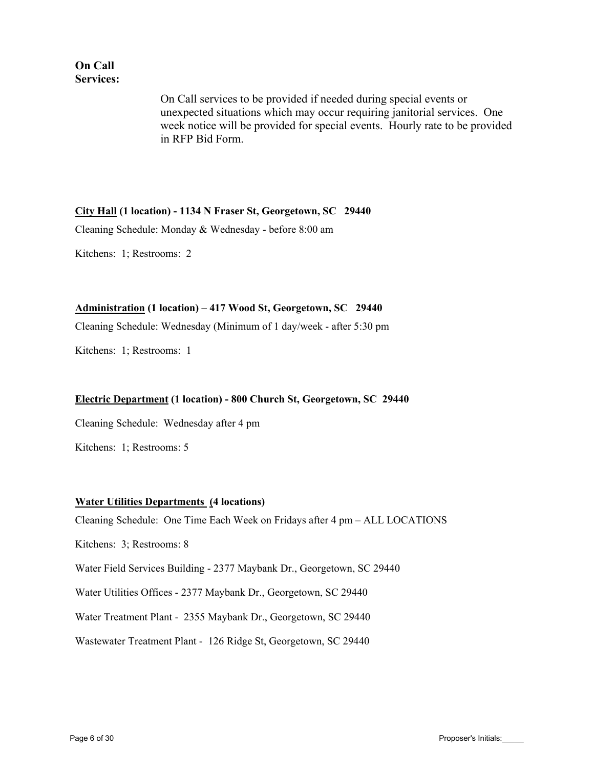**On Call Services:**

On Call services to be provided if needed during special events or unexpected situations which may occur requiring janitorial services. One week notice will be provided for special events. Hourly rate to be provided in RFP Bid Form.

**<u>City Hall</u> (1 location) - 1134 N Fraser St, Georgetown, SC 29440**

Cleaning Schedule: Monday & Wednesday - before 8:00 am

Kitchens: 1; Restrooms: 2

**<u>Administration</u> (1 location) – 417 Wood St, Georgetown, SC 29440**

Cleaning Schedule: Wednesday (Minimum of 1 day/week - after 5:30 pm

Kitchens: 1; Restrooms: 1

**<u>Electric Department</u> (1 location) - 800 Church St, Georgetown, SC 29440**

Cleaning Schedule: Wednesday after 4 pm

Kitchens: 1; Restrooms: 5

**<u>Water Utilities Departments</u> (4 locations)**

Cleaning Schedule: One Time Each Week on Fridays after 4 pm – ALL LOCATIONS

Kitchens: 3; Restrooms: 8

Water Field Services Building - 2377 Maybank Dr., Georgetown, SC 29440

Water Utilities Offices - 2377 Maybank Dr., Georgetown, SC 29440

Water Treatment Plant - 2355 Maybank Dr., Georgetown, SC 29440

Wastewater Treatment Plant - 126 Ridge St, Georgetown, SC 29440

Proposer's Initials:_____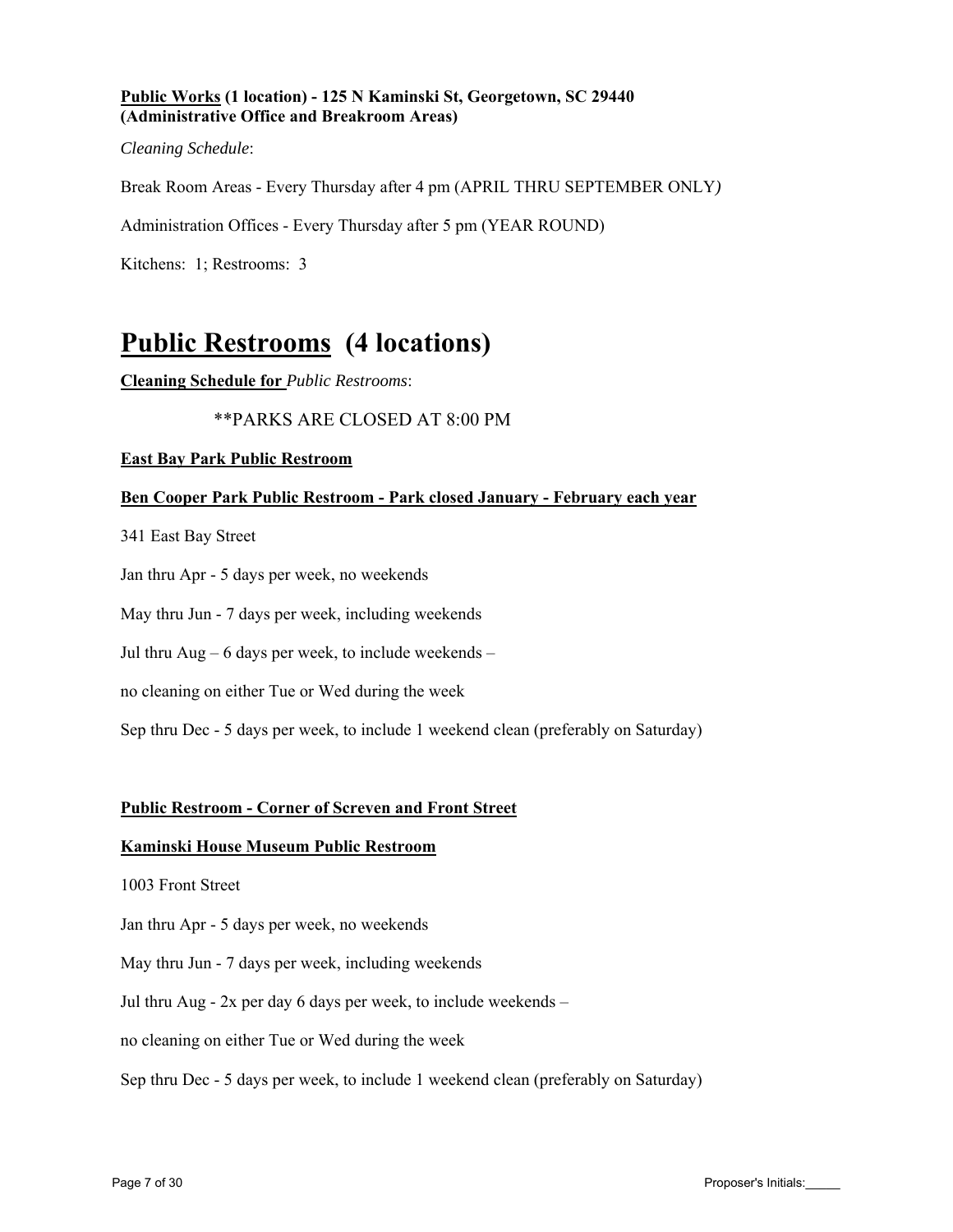**Public Works (1 location) - 125 N Kaminski St, Georgetown, SC 29440 (Administrative Office and Breakroom Areas)**

*Cleaning Schedule*:

Break Room Areas - Every Thursday after 4 pm (APRIL THRU SEPTEMBER ONLY*)*

Administration Offices - Every Thursday after 5 pm (YEAR ROUND)

Kitchens: 1; Restrooms: 3

# Public Restrooms (4 locations)

**Cleaning Schedule for** *Public Restrooms*:

**PARKS ARE CLOSED AT 8:00 PM

**East Bay Park Public Restroom**

**Ben Cooper Park Public Restroom - Park closed January - February each year**

341 East Bay Street

Jan thru Apr - 5 days per week, no weekends

May thru Jun - 7 days per week, including weekends

Jul thru Aug – 6 days per week, to include weekends –

no cleaning on either Tue or Wed during the week

Sep thru Dec - 5 days per week, to include 1 weekend clean (preferably on Saturday)

**Public Restroom - Corner of Screven and Front Street**

**Kaminski House Museum Public Restroom**

1003 Front Street

Jan thru Apr - 5 days per week, no weekends

May thru Jun - 7 days per week, including weekends

Jul thru Aug - 2x per day 6 days per week, to include weekends –

no cleaning on either Tue or Wed during the week

Sep thru Dec - 5 days per week, to include 1 weekend clean (preferably on Saturday)

Proposer's Initials:_____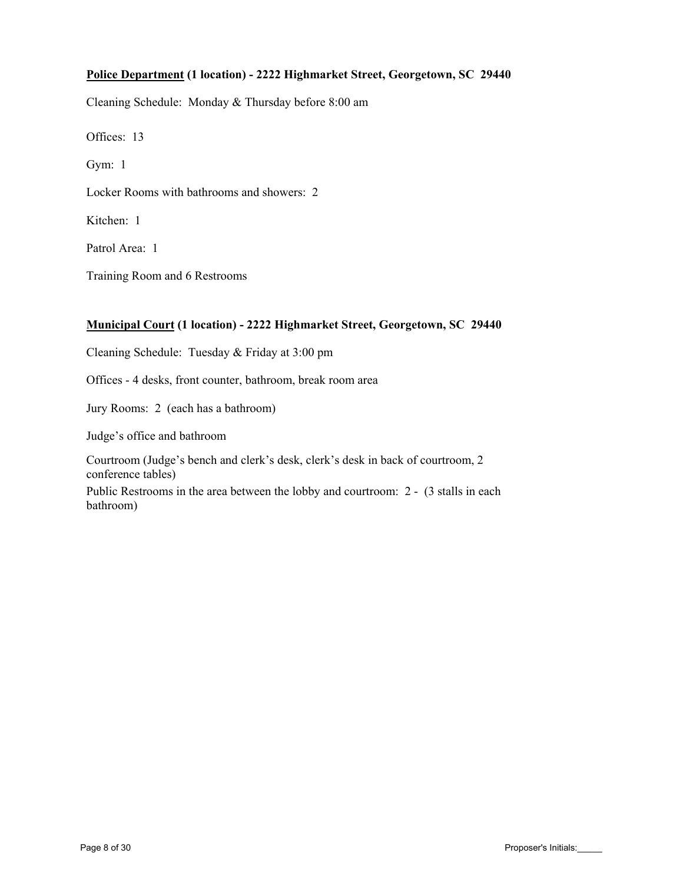**<u>Police Department</u> (1 location) - 2222 Highmarket Street, Georgetown, SC 29440**

Cleaning Schedule: Monday & Thursday before 8:00 am

Offices: 13

Gym: 1

Locker Rooms with bathrooms and showers: 2

Kitchen: 1

Patrol Area: 1

Training Room and 6 Restrooms

**<u>Municipal Court</u> (1 location) - 2222 Highmarket Street, Georgetown, SC 29440**

Cleaning Schedule: Tuesday & Friday at 3:00 pm

Offices - 4 desks, front counter, bathroom, break room area

Jury Rooms: 2 (each has a bathroom)

Judge's office and bathroom

Courtroom (Judge's bench and clerk's desk, clerk's desk in back of courtroom, 2 conference tables)

Public Restrooms in the area between the lobby and courtroom: 2 - (3 stalls in each bathroom)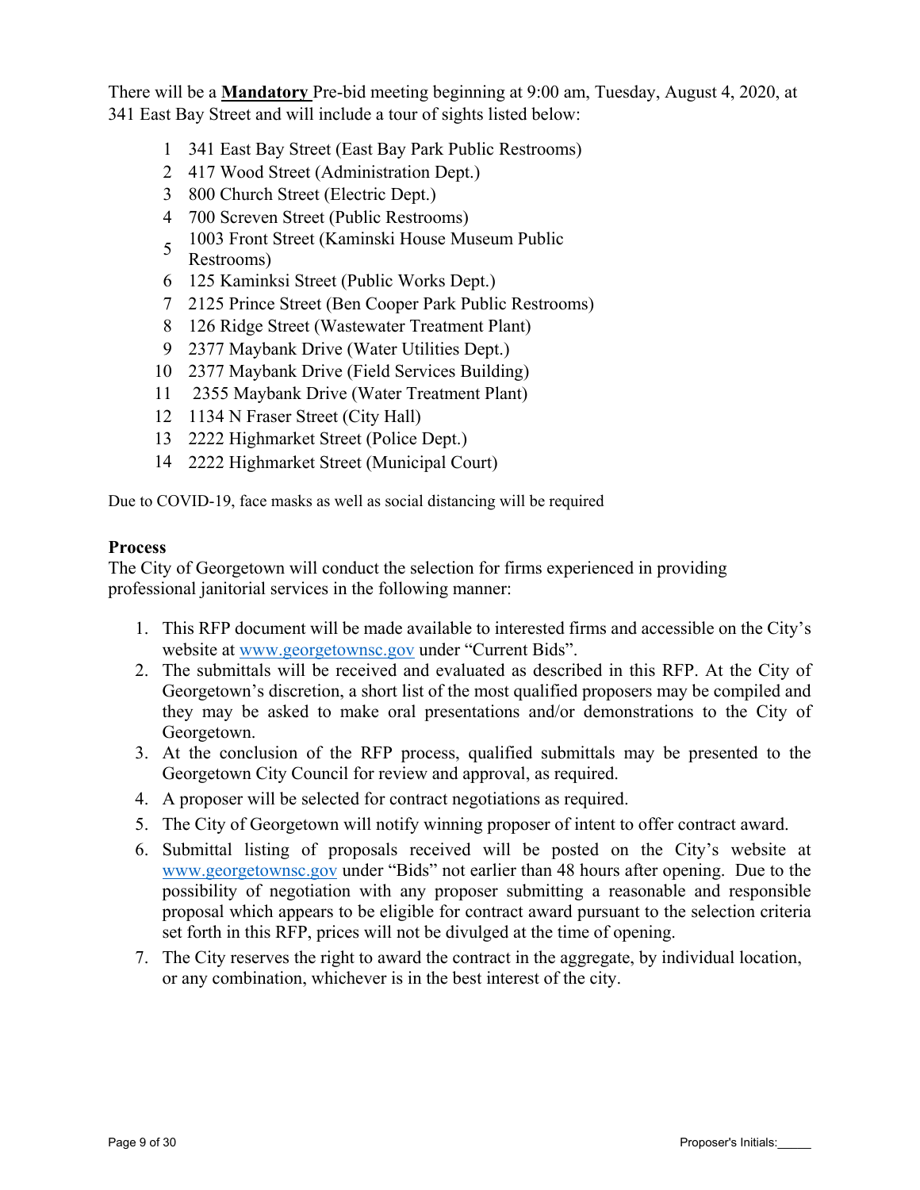There will be a **Mandatory** Pre-bid meeting beginning at 9:00 am, Tuesday, August 4, 2020, at 341 East Bay Street and will include a tour of sights listed below:

1. 341 East Bay Street (East Bay Park Public Restrooms)
2. 417 Wood Street (Administration Dept.)
3. 800 Church Street (Electric Dept.)
4. 700 Screven Street (Public Restrooms)
5. 1003 Front Street (Kaminski House Museum Public Restrooms)
6. 125 Kaminksi Street (Public Works Dept.)
7. 2125 Prince Street (Ben Cooper Park Public Restrooms)
8. 126 Ridge Street (Wastewater Treatment Plant)
9. 2377 Maybank Drive (Water Utilities Dept.)
10. 2377 Maybank Drive (Field Services Building)
11. 2355 Maybank Drive (Water Treatment Plant)
12. 1134 N Fraser Street (City Hall)
13. 2222 Highmarket Street (Police Dept.)
14. 2222 Highmarket Street (Municipal Court)

Due to COVID-19, face masks as well as social distancing will be required

**Process**

The City of Georgetown will conduct the selection for firms experienced in providing professional janitorial services in the following manner:

1. This RFP document will be made available to interested firms and accessible on the City's website at www.georgetownsc.gov under "Current Bids".
2. The submittals will be received and evaluated as described in this RFP. At the City of Georgetown's discretion, a short list of the most qualified proposers may be compiled and they may be asked to make oral presentations and/or demonstrations to the City of Georgetown.
3. At the conclusion of the RFP process, qualified submittals may be presented to the Georgetown City Council for review and approval, as required.
4. A proposer will be selected for contract negotiations as required.
5. The City of Georgetown will notify winning proposer of intent to offer contract award.
6. Submittal listing of proposals received will be posted on the City's website at www.georgetownsc.gov under "Bids" not earlier than 48 hours after opening. Due to the possibility of negotiation with any proposer submitting a reasonable and responsible proposal which appears to be eligible for contract award pursuant to the selection criteria set forth in this RFP, prices will not be divulged at the time of opening.
7. The City reserves the right to award the contract in the aggregate, by individual location, or any combination, whichever is in the best interest of the city.

Proposer's Initials:_____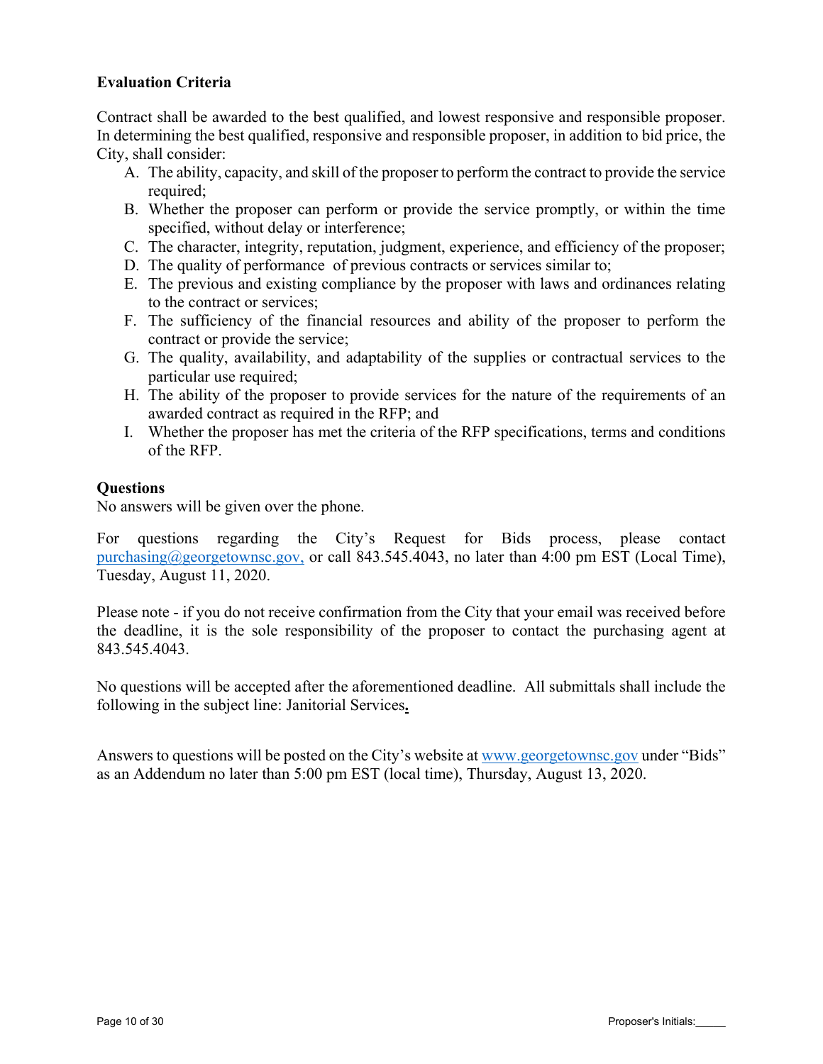**Evaluation Criteria**

Contract shall be awarded to the best qualified, and lowest responsive and responsible proposer. In determining the best qualified, responsive and responsible proposer, in addition to bid price, the City, shall consider:

A. The ability, capacity, and skill of the proposer to perform the contract to provide the service required;
B. Whether the proposer can perform or provide the service promptly, or within the time specified, without delay or interference;
C. The character, integrity, reputation, judgment, experience, and efficiency of the proposer;
D. The quality of performance of previous contracts or services similar to;
E. The previous and existing compliance by the proposer with laws and ordinances relating to the contract or services;
F. The sufficiency of the financial resources and ability of the proposer to perform the contract or provide the service;
G. The quality, availability, and adaptability of the supplies or contractual services to the particular use required;
H. The ability of the proposer to provide services for the nature of the requirements of an awarded contract as required in the RFP; and
I. Whether the proposer has met the criteria of the RFP specifications, terms and conditions of the RFP.

**Questions**

No answers will be given over the phone.

For questions regarding the City's Request for Bids process, please contact purchasing@georgetownsc.gov, or call 843.545.4043, no later than 4:00 pm EST (Local Time), Tuesday, August 11, 2020.

Please note - if you do not receive confirmation from the City that your email was received before the deadline, it is the sole responsibility of the proposer to contact the purchasing agent at 843.545.4043.

No questions will be accepted after the aforementioned deadline. All submittals shall include the following in the subject line: Janitorial Services**.**

Answers to questions will be posted on the City's website at www.georgetownsc.gov under "Bids" as an Addendum no later than 5:00 pm EST (local time), Thursday, August 13, 2020.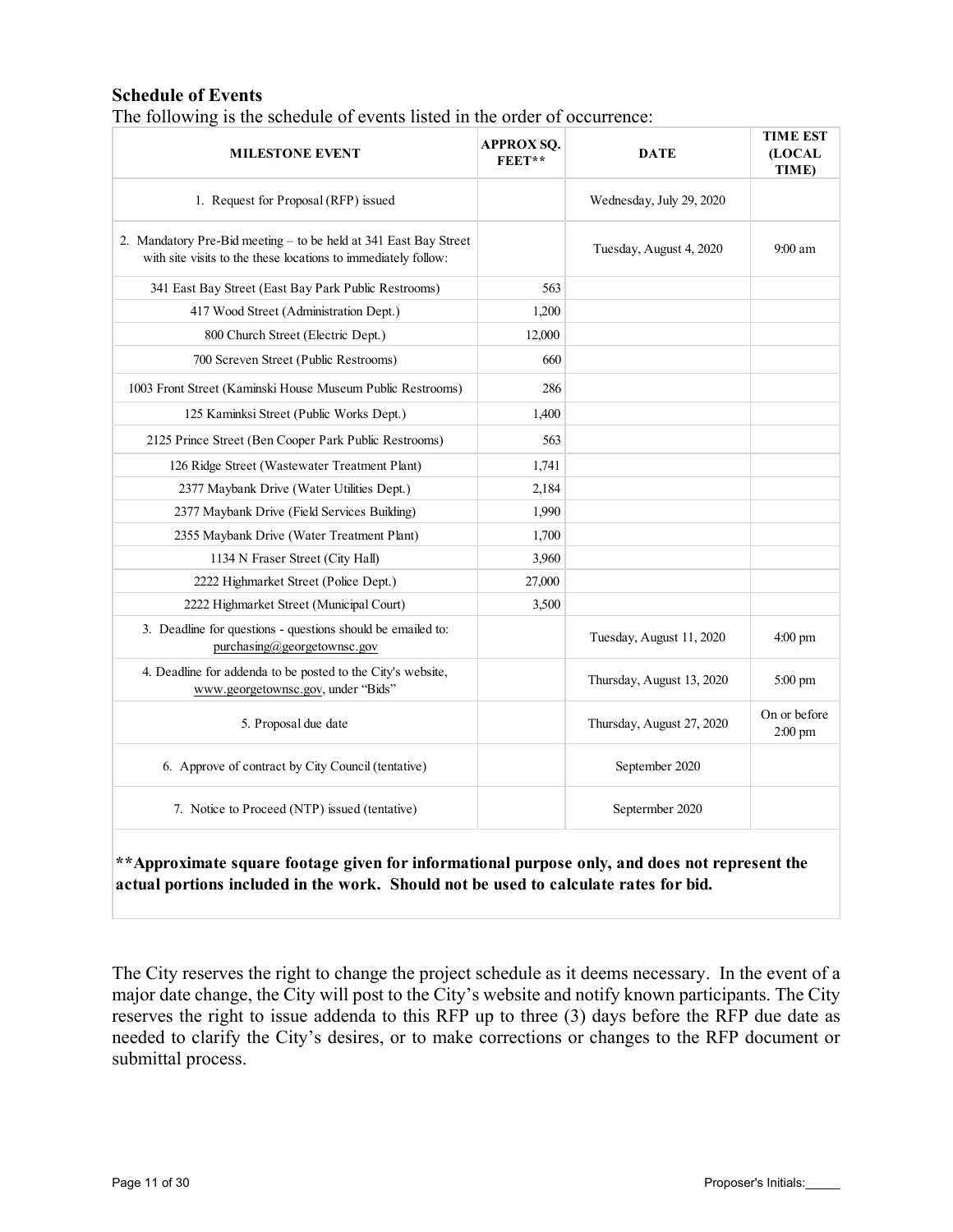### Schedule of Events

The following is the schedule of events listed in the order of occurrence:

| MILESTONE EVENT | APPROX SQ. FEET** | DATE | TIME EST (LOCAL TIME) |
|---|---|---|---|
| 1. Request for Proposal (RFP) issued | | Wednesday, July 29, 2020 | |
| 2. Mandatory Pre-Bid meeting – to be held at 341 East Bay Street with site visits to the these locations to immediately follow: | | Tuesday, August 4, 2020 | 9:00 am |
| 341 East Bay Street (East Bay Park Public Restrooms) | 563 | | |
| 417 Wood Street (Administration Dept.) | 1,200 | | |
| 800 Church Street (Electric Dept.) | 12,000 | | |
| 700 Screven Street (Public Restrooms) | 660 | | |
| 1003 Front Street (Kaminski House Museum Public Restrooms) | 286 | | |
| 125 Kaminksi Street (Public Works Dept.) | 1,400 | | |
| 2125 Prince Street (Ben Cooper Park Public Restrooms) | 563 | | |
| 126 Ridge Street (Wastewater Treatment Plant) | 1,741 | | |
| 2377 Maybank Drive (Water Utilities Dept.) | 2,184 | | |
| 2377 Maybank Drive (Field Services Building) | 1,990 | | |
| 2355 Maybank Drive (Water Treatment Plant) | 1,700 | | |
| 1134 N Fraser Street (City Hall) | 3,960 | | |
| 2222 Highmarket Street (Police Dept.) | 27,000 | | |
| 2222 Highmarket Street (Municipal Court) | 3,500 | | |
| 3. Deadline for questions - questions should be emailed to: purchasing@georgetownsc.gov | | Tuesday, August 11, 2020 | 4:00 pm |
| 4. Deadline for addenda to be posted to the City's website, www.georgetownsc.gov, under "Bids" | | Thursday, August 13, 2020 | 5:00 pm |
| 5. Proposal due date | | Thursday, August 27, 2020 | On or before 2:00 pm |
| 6. Approve of contract by City Council (tentative) | | September 2020 | |
| 7. Notice to Proceed (NTP) issued (tentative) | | Septermber 2020 | |

**\*\*Approximate square footage given for informational purpose only, and does not represent the actual portions included in the work. Should not be used to calculate rates for bid.**

The City reserves the right to change the project schedule as it deems necessary. In the event of a major date change, the City will post to the City's website and notify known participants. The City reserves the right to issue addenda to this RFP up to three (3) days before the RFP due date as needed to clarify the City's desires, or to make corrections or changes to the RFP document or submittal process.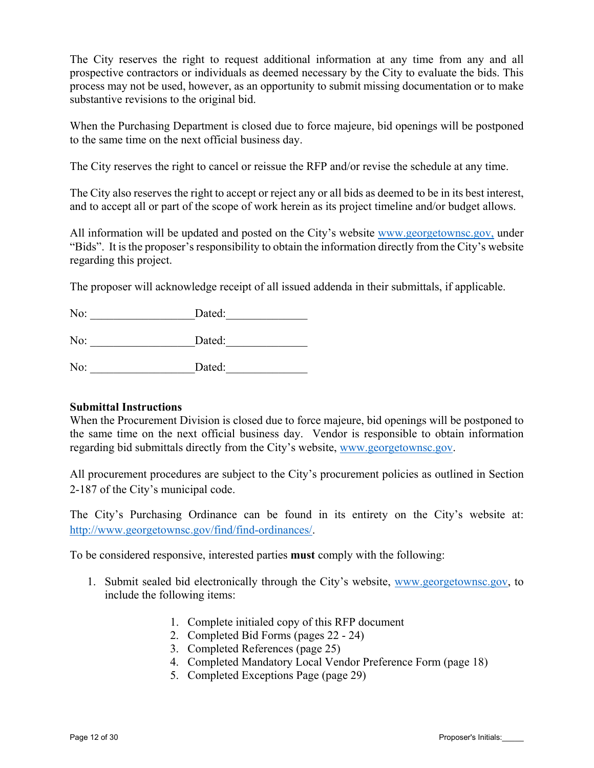The City reserves the right to request additional information at any time from any and all prospective contractors or individuals as deemed necessary by the City to evaluate the bids. This process may not be used, however, as an opportunity to submit missing documentation or to make substantive revisions to the original bid.

When the Purchasing Department is closed due to force majeure, bid openings will be postponed to the same time on the next official business day.

The City reserves the right to cancel or reissue the RFP and/or revise the schedule at any time.

The City also reserves the right to accept or reject any or all bids as deemed to be in its best interest, and to accept all or part of the scope of work herein as its project timeline and/or budget allows.

All information will be updated and posted on the City's website www.georgetownsc.gov, under "Bids". It is the proposer's responsibility to obtain the information directly from the City's website regarding this project.

The proposer will acknowledge receipt of all issued addenda in their submittals, if applicable.

No: __________________ Dated:______________

No: __________________ Dated:______________

No: __________________ Dated:______________

**Submittal Instructions**

When the Procurement Division is closed due to force majeure, bid openings will be postponed to the same time on the next official business day. Vendor is responsible to obtain information regarding bid submittals directly from the City's website, www.georgetownsc.gov.

All procurement procedures are subject to the City's procurement policies as outlined in Section 2-187 of the City's municipal code.

The City's Purchasing Ordinance can be found in its entirety on the City's website at: http://www.georgetownsc.gov/find/find-ordinances/.

To be considered responsive, interested parties **must** comply with the following:

1. Submit sealed bid electronically through the City's website, www.georgetownsc.gov, to include the following items:

    1. Complete initialed copy of this RFP document
    2. Completed Bid Forms (pages 22 - 24)
    3. Completed References (page 25)
    4. Completed Mandatory Local Vendor Preference Form (page 18)
    5. Completed Exceptions Page (page 29)

Proposer's Initials:_____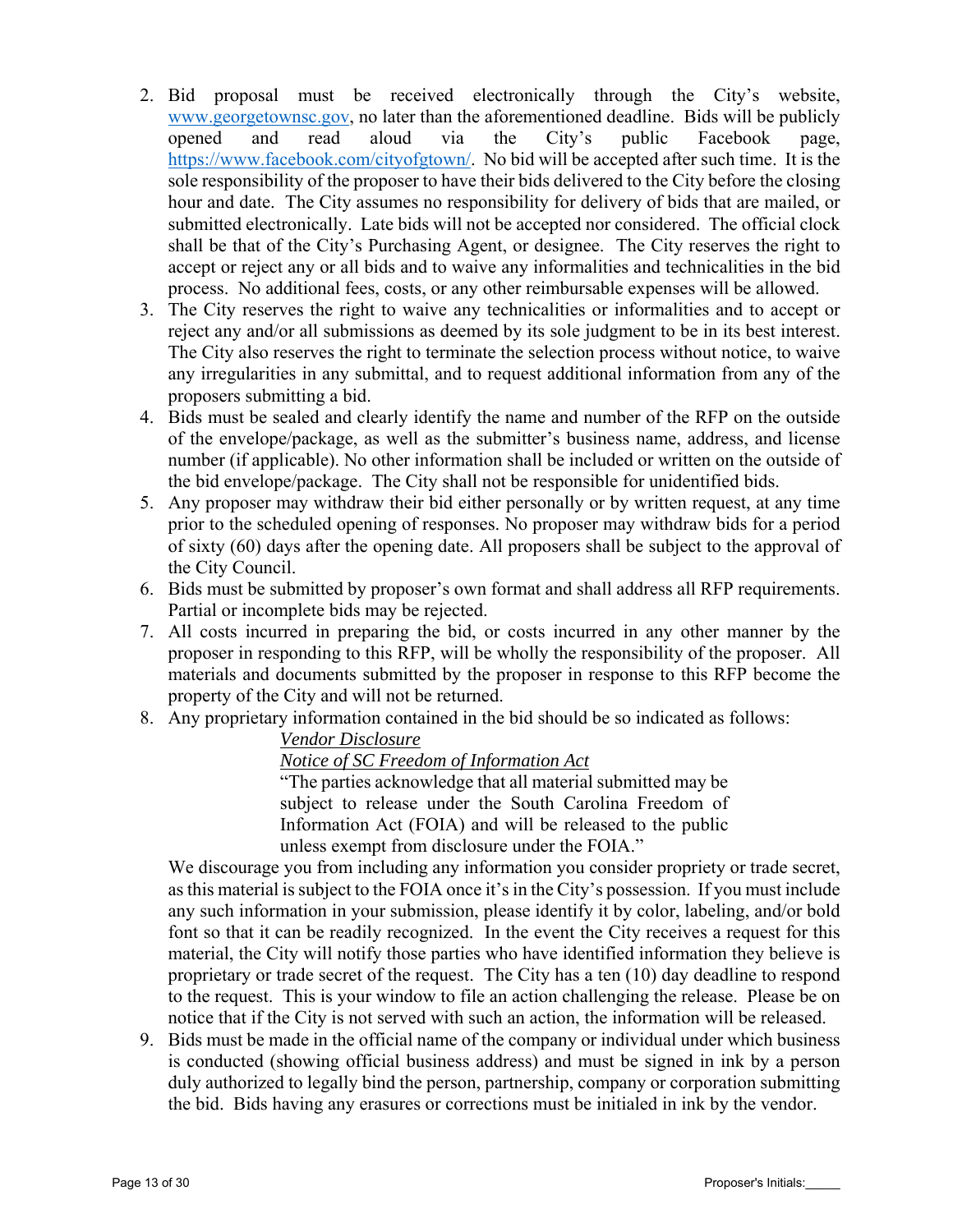2. Bid proposal must be received electronically through the City's website, [www.georgetownsc.gov](www.georgetownsc.gov), no later than the aforementioned deadline. Bids will be publicly opened and read aloud via the City's public Facebook page, [https://www.facebook.com/cityofgtown/](https://www.facebook.com/cityofgtown/). No bid will be accepted after such time. It is the sole responsibility of the proposer to have their bids delivered to the City before the closing hour and date. The City assumes no responsibility for delivery of bids that are mailed, or submitted electronically. Late bids will not be accepted nor considered. The official clock shall be that of the City's Purchasing Agent, or designee. The City reserves the right to accept or reject any or all bids and to waive any informalities and technicalities in the bid process. No additional fees, costs, or any other reimbursable expenses will be allowed.
3. The City reserves the right to waive any technicalities or informalities and to accept or reject any and/or all submissions as deemed by its sole judgment to be in its best interest. The City also reserves the right to terminate the selection process without notice, to waive any irregularities in any submittal, and to request additional information from any of the proposers submitting a bid.
4. Bids must be sealed and clearly identify the name and number of the RFP on the outside of the envelope/package, as well as the submitter's business name, address, and license number (if applicable). No other information shall be included or written on the outside of the bid envelope/package. The City shall not be responsible for unidentified bids.
5. Any proposer may withdraw their bid either personally or by written request, at any time prior to the scheduled opening of responses. No proposer may withdraw bids for a period of sixty (60) days after the opening date. All proposers shall be subject to the approval of the City Council.
6. Bids must be submitted by proposer's own format and shall address all RFP requirements. Partial or incomplete bids may be rejected.
7. All costs incurred in preparing the bid, or costs incurred in any other manner by the proposer in responding to this RFP, will be wholly the responsibility of the proposer. All materials and documents submitted by the proposer in response to this RFP become the property of the City and will not be returned.
8. Any proprietary information contained in the bid should be so indicated as follows:

   > *Vendor Disclosure*
   >
   > *Notice of SC Freedom of Information Act*
   >
   > "The parties acknowledge that all material submitted may be subject to release under the South Carolina Freedom of Information Act (FOIA) and will be released to the public unless exempt from disclosure under the FOIA."

   We discourage you from including any information you consider propriety or trade secret, as this material is subject to the FOIA once it's in the City's possession. If you must include any such information in your submission, please identify it by color, labeling, and/or bold font so that it can be readily recognized. In the event the City receives a request for this material, the City will notify those parties who have identified information they believe is proprietary or trade secret of the request. The City has a ten (10) day deadline to respond to the request. This is your window to file an action challenging the release. Please be on notice that if the City is not served with such an action, the information will be released.
9. Bids must be made in the official name of the company or individual under which business is conducted (showing official business address) and must be signed in ink by a person duly authorized to legally bind the person, partnership, company or corporation submitting the bid. Bids having any erasures or corrections must be initialed in ink by the vendor.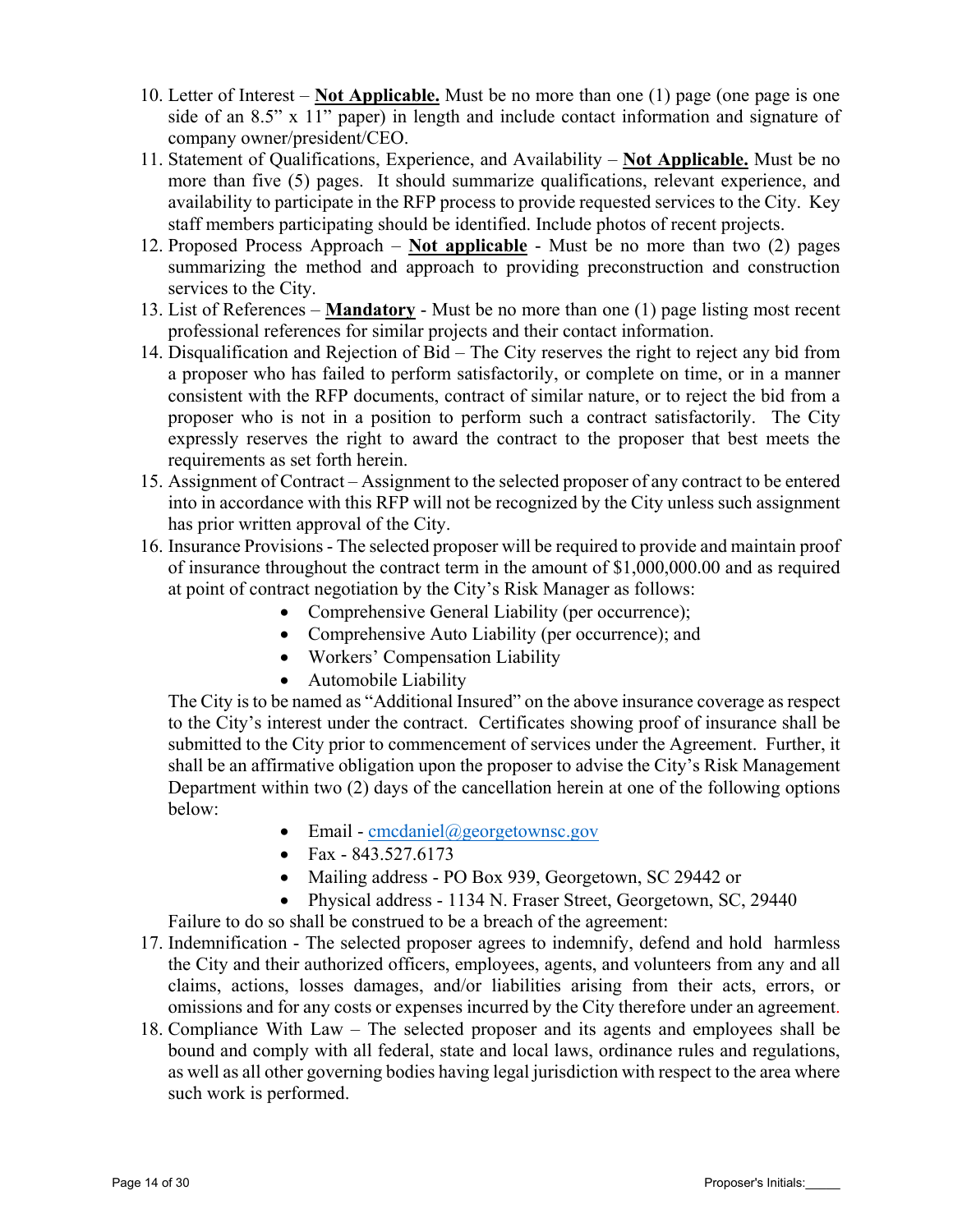10. Letter of Interest – **Not Applicable.** Must be no more than one (1) page (one page is one side of an 8.5" x 11" paper) in length and include contact information and signature of company owner/president/CEO.
11. Statement of Qualifications, Experience, and Availability – **Not Applicable.** Must be no more than five (5) pages. It should summarize qualifications, relevant experience, and availability to participate in the RFP process to provide requested services to the City. Key staff members participating should be identified. Include photos of recent projects.
12. Proposed Process Approach – **Not applicable** - Must be no more than two (2) pages summarizing the method and approach to providing preconstruction and construction services to the City.
13. List of References – **Mandatory** - Must be no more than one (1) page listing most recent professional references for similar projects and their contact information.
14. Disqualification and Rejection of Bid – The City reserves the right to reject any bid from a proposer who has failed to perform satisfactorily, or complete on time, or in a manner consistent with the RFP documents, contract of similar nature, or to reject the bid from a proposer who is not in a position to perform such a contract satisfactorily. The City expressly reserves the right to award the contract to the proposer that best meets the requirements as set forth herein.
15. Assignment of Contract – Assignment to the selected proposer of any contract to be entered into in accordance with this RFP will not be recognized by the City unless such assignment has prior written approval of the City.
16. Insurance Provisions - The selected proposer will be required to provide and maintain proof of insurance throughout the contract term in the amount of $1,000,000.00 and as required at point of contract negotiation by the City's Risk Manager as follows:
    - Comprehensive General Liability (per occurrence);
    - Comprehensive Auto Liability (per occurrence); and
    - Workers' Compensation Liability
    - Automobile Liability

    The City is to be named as "Additional Insured" on the above insurance coverage as respect to the City's interest under the contract. Certificates showing proof of insurance shall be submitted to the City prior to commencement of services under the Agreement. Further, it shall be an affirmative obligation upon the proposer to advise the City's Risk Management Department within two (2) days of the cancellation herein at one of the following options below:
    - Email - cmcdaniel@georgetownsc.gov
    - Fax - 843.527.6173
    - Mailing address - PO Box 939, Georgetown, SC 29442 or
    - Physical address - 1134 N. Fraser Street, Georgetown, SC, 29440

    Failure to do so shall be construed to be a breach of the agreement:
17. Indemnification - The selected proposer agrees to indemnify, defend and hold harmless the City and their authorized officers, employees, agents, and volunteers from any and all claims, actions, losses damages, and/or liabilities arising from their acts, errors, or omissions and for any costs or expenses incurred by the City therefore under an agreement.
18. Compliance With Law – The selected proposer and its agents and employees shall be bound and comply with all federal, state and local laws, ordinance rules and regulations, as well as all other governing bodies having legal jurisdiction with respect to the area where such work is performed.

Proposer's Initials:_____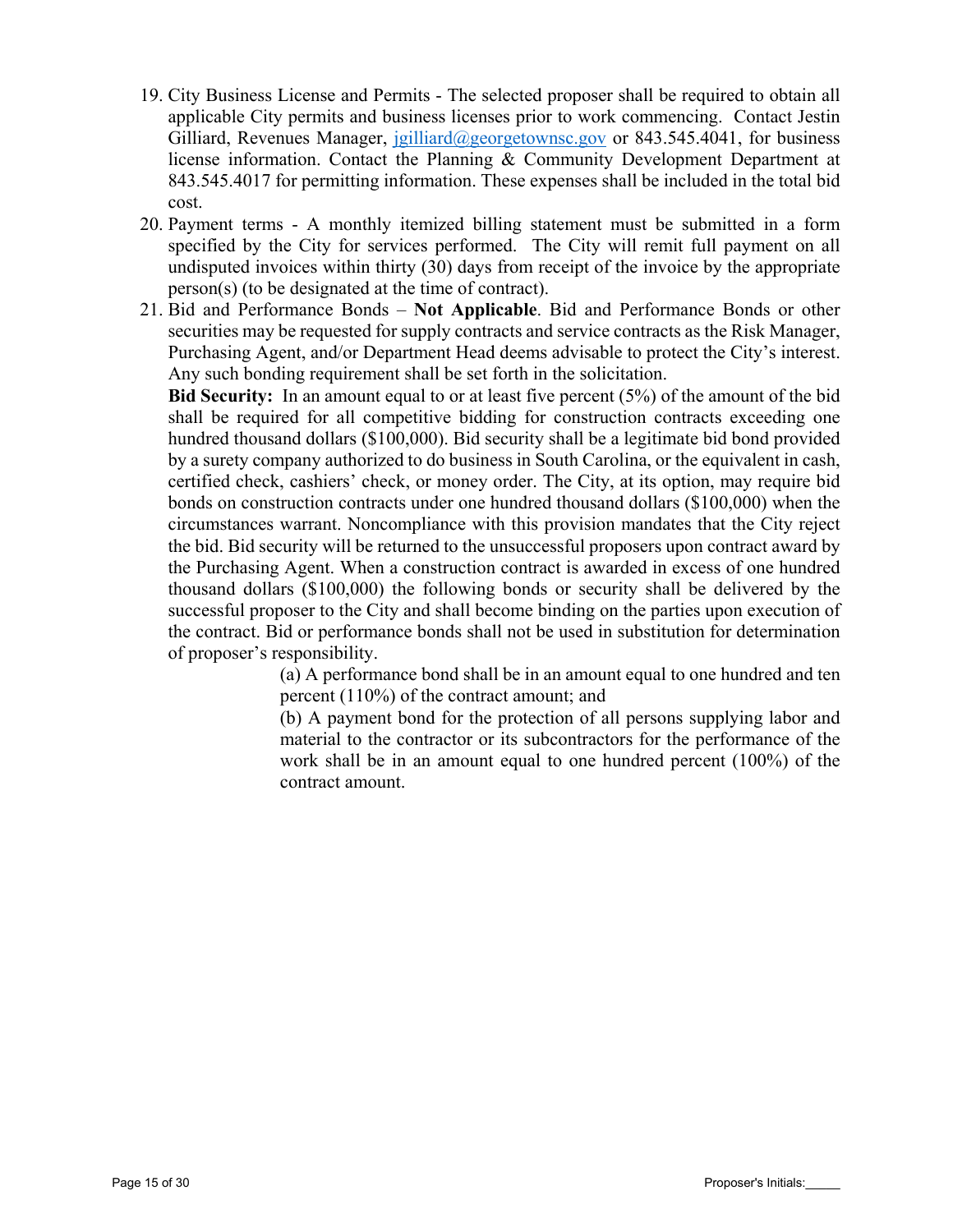19. City Business License and Permits - The selected proposer shall be required to obtain all applicable City permits and business licenses prior to work commencing. Contact Jestin Gilliard, Revenues Manager, jgilliard@georgetownsc.gov or 843.545.4041, for business license information. Contact the Planning & Community Development Department at 843.545.4017 for permitting information. These expenses shall be included in the total bid cost.
20. Payment terms - A monthly itemized billing statement must be submitted in a form specified by the City for services performed. The City will remit full payment on all undisputed invoices within thirty (30) days from receipt of the invoice by the appropriate person(s) (to be designated at the time of contract).
21. Bid and Performance Bonds – **Not Applicable**. Bid and Performance Bonds or other securities may be requested for supply contracts and service contracts as the Risk Manager, Purchasing Agent, and/or Department Head deems advisable to protect the City's interest. Any such bonding requirement shall be set forth in the solicitation.

    **Bid Security:** In an amount equal to or at least five percent (5%) of the amount of the bid shall be required for all competitive bidding for construction contracts exceeding one hundred thousand dollars ($100,000). Bid security shall be a legitimate bid bond provided by a surety company authorized to do business in South Carolina, or the equivalent in cash, certified check, cashiers' check, or money order. The City, at its option, may require bid bonds on construction contracts under one hundred thousand dollars ($100,000) when the circumstances warrant. Noncompliance with this provision mandates that the City reject the bid. Bid security will be returned to the unsuccessful proposers upon contract award by the Purchasing Agent. When a construction contract is awarded in excess of one hundred thousand dollars ($100,000) the following bonds or security shall be delivered by the successful proposer to the City and shall become binding on the parties upon execution of the contract. Bid or performance bonds shall not be used in substitution for determination of proposer's responsibility.

    (a) A performance bond shall be in an amount equal to one hundred and ten percent (110%) of the contract amount; and

    (b) A payment bond for the protection of all persons supplying labor and material to the contractor or its subcontractors for the performance of the work shall be in an amount equal to one hundred percent (100%) of the contract amount.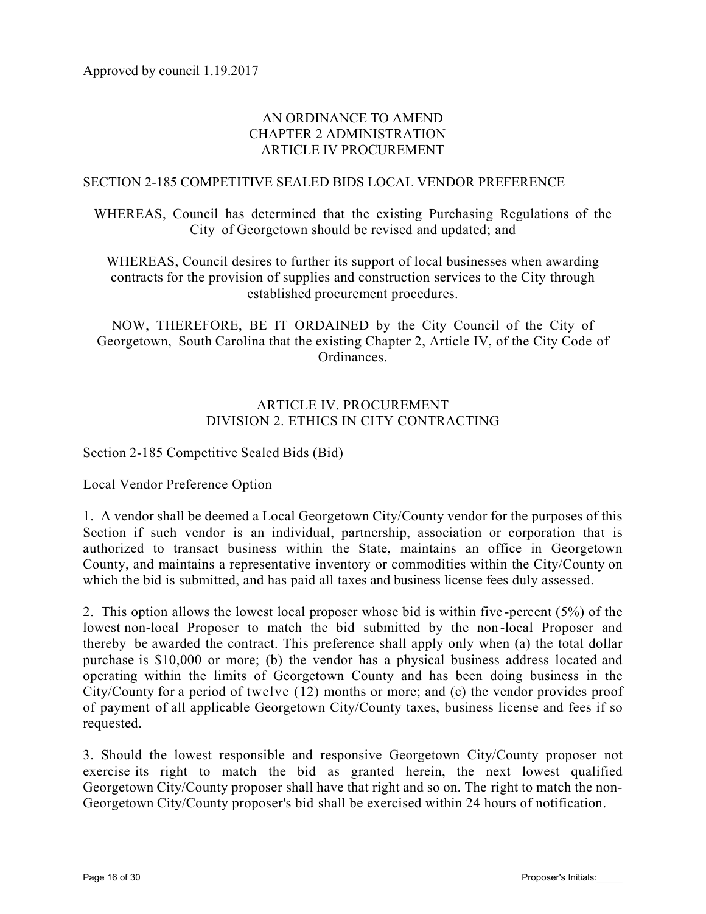Approved by council 1.19.2017

AN ORDINANCE TO AMEND
CHAPTER 2 ADMINISTRATION –
ARTICLE IV PROCUREMENT

SECTION 2-185 COMPETITIVE SEALED BIDS LOCAL VENDOR PREFERENCE

WHEREAS, Council has determined that the existing Purchasing Regulations of the City of Georgetown should be revised and updated; and

WHEREAS, Council desires to further its support of local businesses when awarding contracts for the provision of supplies and construction services to the City through established procurement procedures.

NOW, THEREFORE, BE IT ORDAINED by the City Council of the City of Georgetown, South Carolina that the existing Chapter 2, Article IV, of the City Code of Ordinances.

ARTICLE IV. PROCUREMENT
DIVISION 2. ETHICS IN CITY CONTRACTING

Section 2-185 Competitive Sealed Bids (Bid)

Local Vendor Preference Option

1. A vendor shall be deemed a Local Georgetown City/County vendor for the purposes of this Section if such vendor is an individual, partnership, association or corporation that is authorized to transact business within the State, maintains an office in Georgetown County, and maintains a representative inventory or commodities within the City/County on which the bid is submitted, and has paid all taxes and business license fees duly assessed.

2. This option allows the lowest local proposer whose bid is within five-percent (5%) of the lowest non-local Proposer to match the bid submitted by the non-local Proposer and thereby be awarded the contract. This preference shall apply only when (a) the total dollar purchase is $10,000 or more; (b) the vendor has a physical business address located and operating within the limits of Georgetown County and has been doing business in the City/County for a period of twelve (12) months or more; and (c) the vendor provides proof of payment of all applicable Georgetown City/County taxes, business license and fees if so requested.

3. Should the lowest responsible and responsive Georgetown City/County proposer not exercise its right to match the bid as granted herein, the next lowest qualified Georgetown City/County proposer shall have that right and so on. The right to match the non-Georgetown City/County proposer's bid shall be exercised within 24 hours of notification.

Proposer's Initials:_____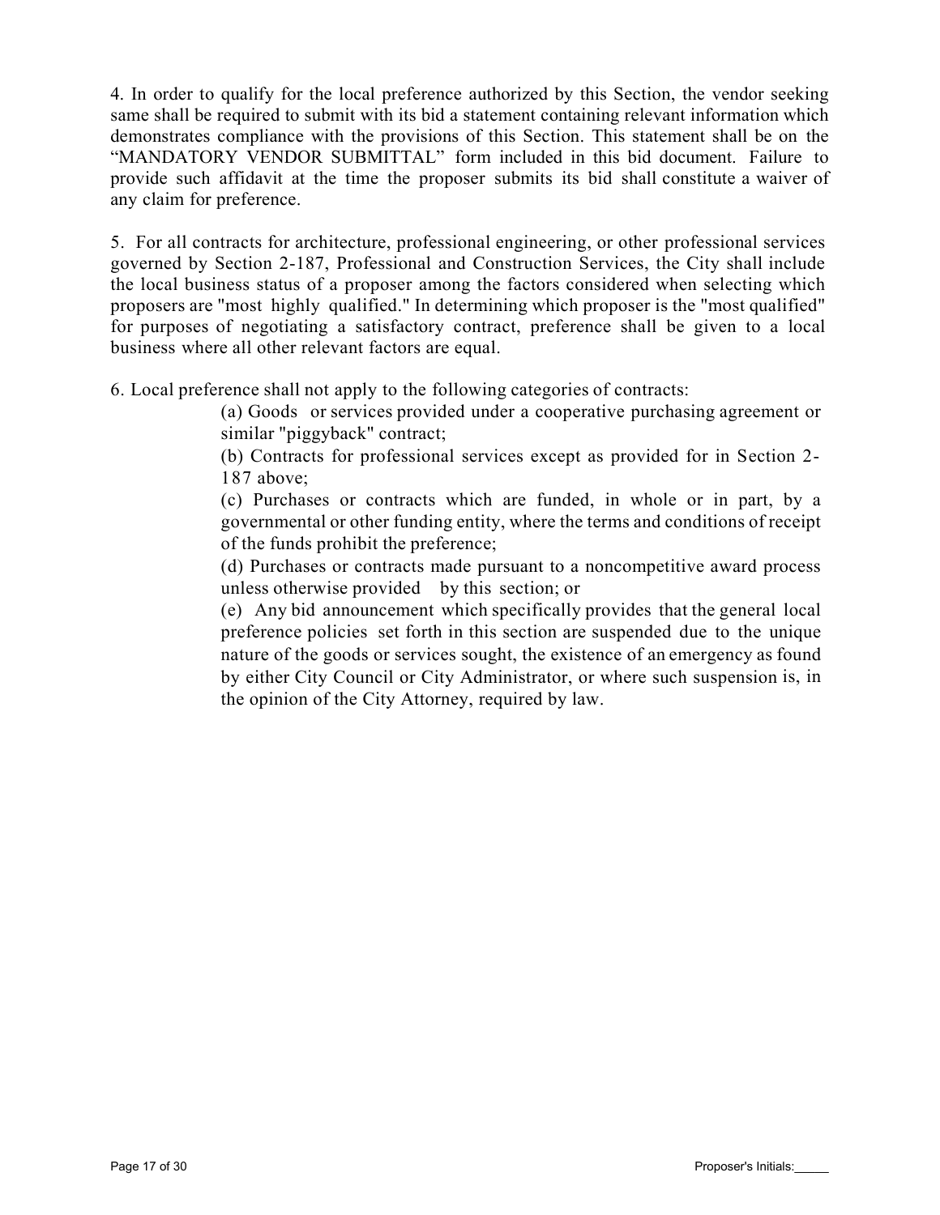4. In order to qualify for the local preference authorized by this Section, the vendor seeking same shall be required to submit with its bid a statement containing relevant information which demonstrates compliance with the provisions of this Section. This statement shall be on the "MANDATORY VENDOR SUBMITTAL" form included in this bid document. Failure to provide such affidavit at the time the proposer submits its bid shall constitute a waiver of any claim for preference.

5. For all contracts for architecture, professional engineering, or other professional services governed by Section 2-187, Professional and Construction Services, the City shall include the local business status of a proposer among the factors considered when selecting which proposers are "most highly qualified." In determining which proposer is the "most qualified" for purposes of negotiating a satisfactory contract, preference shall be given to a local business where all other relevant factors are equal.

6. Local preference shall not apply to the following categories of contracts:

(a) Goods or services provided under a cooperative purchasing agreement or similar "piggyback" contract;

(b) Contracts for professional services except as provided for in Section 2-187 above;

(c) Purchases or contracts which are funded, in whole or in part, by a governmental or other funding entity, where the terms and conditions of receipt of the funds prohibit the preference;

(d) Purchases or contracts made pursuant to a noncompetitive award process unless otherwise provided by this section; or

(e) Any bid announcement which specifically provides that the general local preference policies set forth in this section are suspended due to the unique nature of the goods or services sought, the existence of an emergency as found by either City Council or City Administrator, or where such suspension is, in the opinion of the City Attorney, required by law.

Proposer's Initials:_____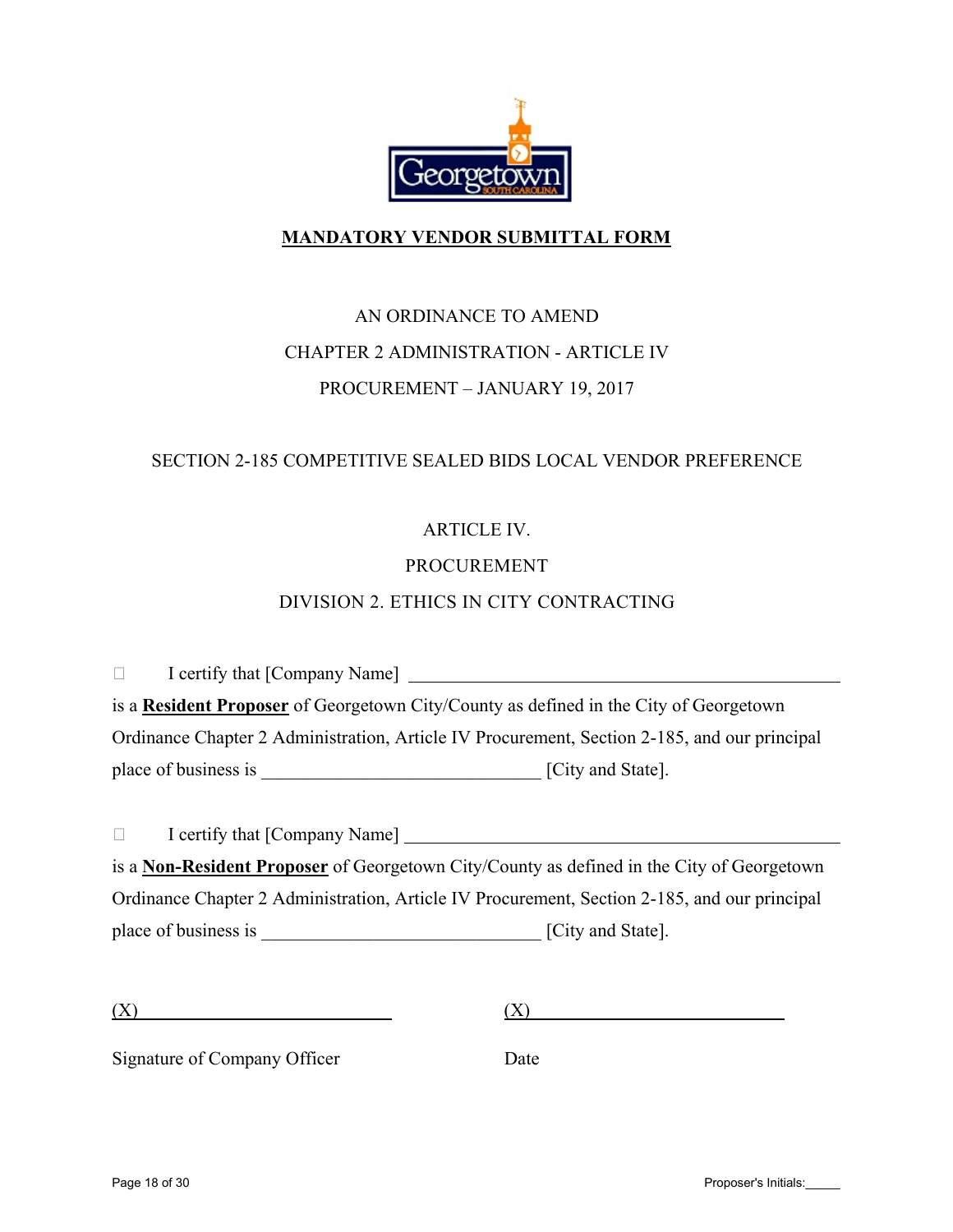**MANDATORY VENDOR SUBMITTAL FORM**

AN ORDINANCE TO AMEND

CHAPTER 2 ADMINISTRATION - ARTICLE IV

PROCUREMENT – JANUARY 19, 2017

SECTION 2-185 COMPETITIVE SEALED BIDS LOCAL VENDOR PREFERENCE

ARTICLE IV.

PROCUREMENT

DIVISION 2. ETHICS IN CITY CONTRACTING

☐ I certify that [Company Name] ______________________________________________ is a **Resident Proposer** of Georgetown City/County as defined in the City of Georgetown Ordinance Chapter 2 Administration, Article IV Procurement, Section 2-185, and our principal place of business is ______________________________ [City and State].

☐ I certify that [Company Name] ______________________________________________ is a **Non-Resident Proposer** of Georgetown City/County as defined in the City of Georgetown Ordinance Chapter 2 Administration, Article IV Procurement, Section 2-185, and our principal place of business is ______________________________ [City and State].

(X)___________________________ (X)___________________________

Signature of Company Officer Date

Proposer's Initials:_____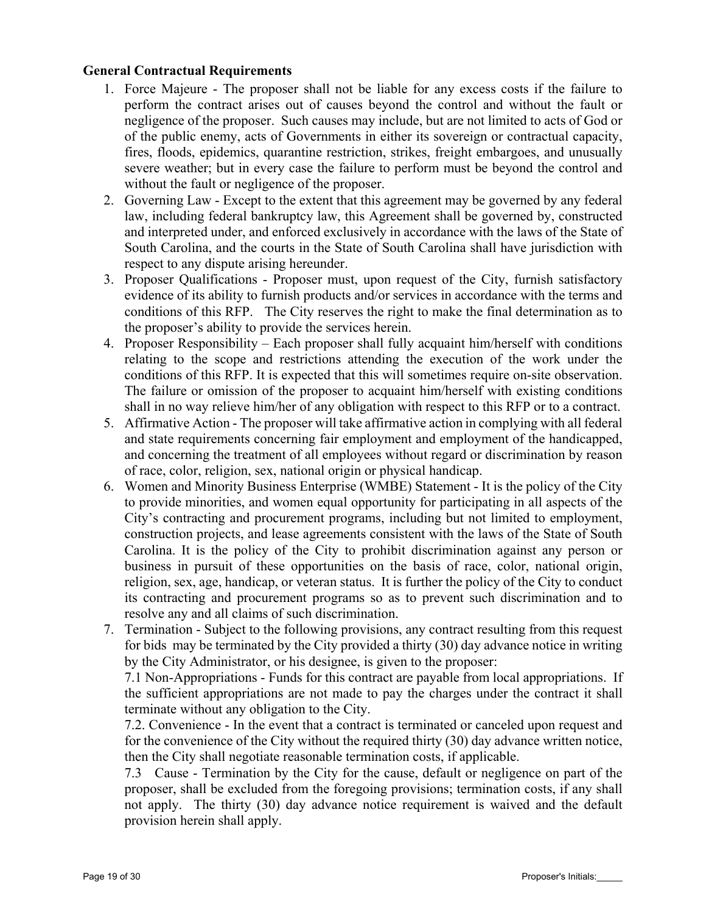**General Contractual Requirements**

1. Force Majeure - The proposer shall not be liable for any excess costs if the failure to perform the contract arises out of causes beyond the control and without the fault or negligence of the proposer. Such causes may include, but are not limited to acts of God or of the public enemy, acts of Governments in either its sovereign or contractual capacity, fires, floods, epidemics, quarantine restriction, strikes, freight embargoes, and unusually severe weather; but in every case the failure to perform must be beyond the control and without the fault or negligence of the proposer.
2. Governing Law - Except to the extent that this agreement may be governed by any federal law, including federal bankruptcy law, this Agreement shall be governed by, constructed and interpreted under, and enforced exclusively in accordance with the laws of the State of South Carolina, and the courts in the State of South Carolina shall have jurisdiction with respect to any dispute arising hereunder.
3. Proposer Qualifications - Proposer must, upon request of the City, furnish satisfactory evidence of its ability to furnish products and/or services in accordance with the terms and conditions of this RFP. The City reserves the right to make the final determination as to the proposer's ability to provide the services herein.
4. Proposer Responsibility – Each proposer shall fully acquaint him/herself with conditions relating to the scope and restrictions attending the execution of the work under the conditions of this RFP. It is expected that this will sometimes require on-site observation. The failure or omission of the proposer to acquaint him/herself with existing conditions shall in no way relieve him/her of any obligation with respect to this RFP or to a contract.
5. Affirmative Action - The proposer will take affirmative action in complying with all federal and state requirements concerning fair employment and employment of the handicapped, and concerning the treatment of all employees without regard or discrimination by reason of race, color, religion, sex, national origin or physical handicap.
6. Women and Minority Business Enterprise (WMBE) Statement - It is the policy of the City to provide minorities, and women equal opportunity for participating in all aspects of the City's contracting and procurement programs, including but not limited to employment, construction projects, and lease agreements consistent with the laws of the State of South Carolina. It is the policy of the City to prohibit discrimination against any person or business in pursuit of these opportunities on the basis of race, color, national origin, religion, sex, age, handicap, or veteran status. It is further the policy of the City to conduct its contracting and procurement programs so as to prevent such discrimination and to resolve any and all claims of such discrimination.
7. Termination - Subject to the following provisions, any contract resulting from this request for bids may be terminated by the City provided a thirty (30) day advance notice in writing by the City Administrator, or his designee, is given to the proposer:

   7.1 Non-Appropriations - Funds for this contract are payable from local appropriations. If the sufficient appropriations are not made to pay the charges under the contract it shall terminate without any obligation to the City.

   7.2. Convenience - In the event that a contract is terminated or canceled upon request and for the convenience of the City without the required thirty (30) day advance written notice, then the City shall negotiate reasonable termination costs, if applicable.

   7.3 Cause - Termination by the City for the cause, default or negligence on part of the proposer, shall be excluded from the foregoing provisions; termination costs, if any shall not apply. The thirty (30) day advance notice requirement is waived and the default provision herein shall apply.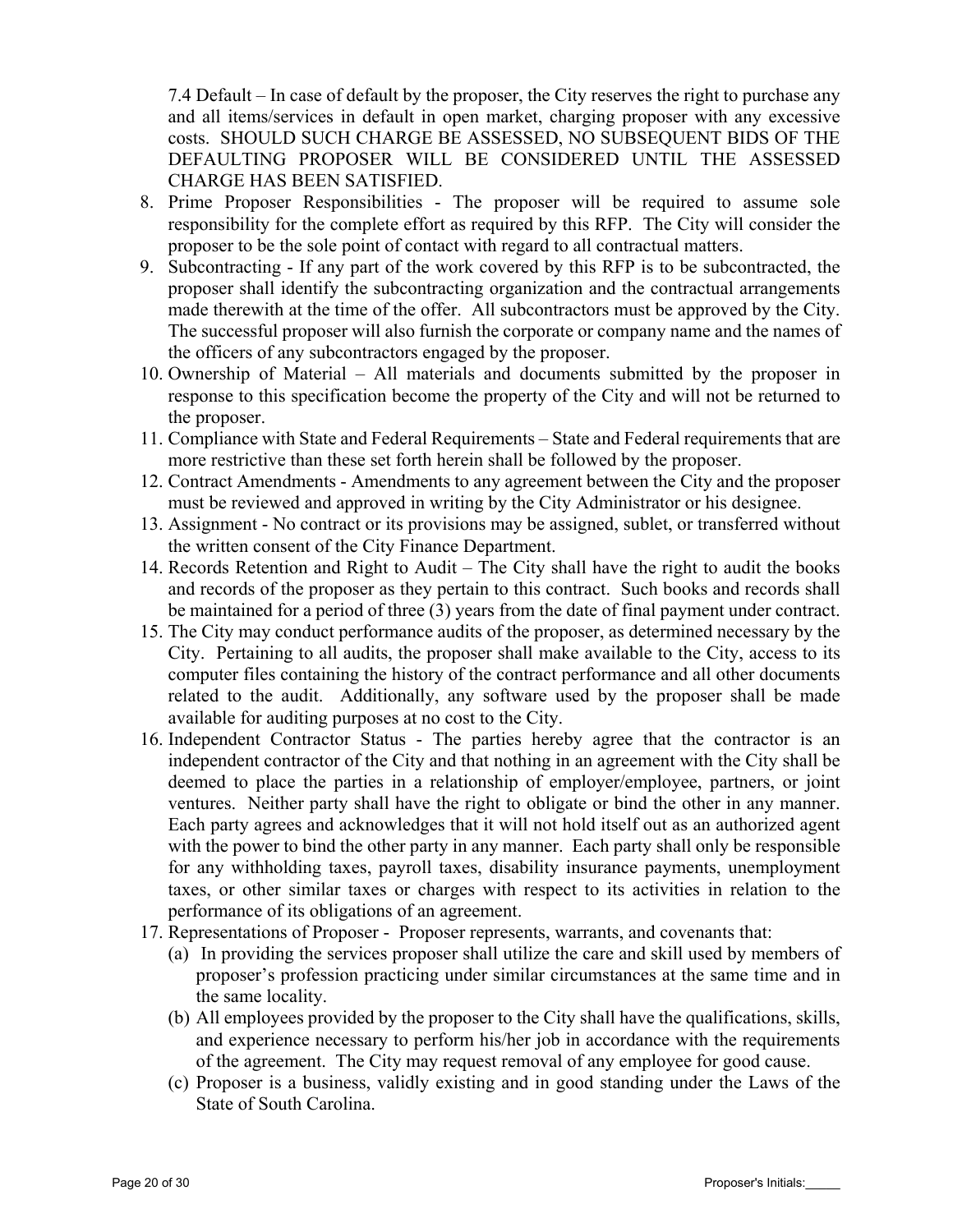7.4 Default – In case of default by the proposer, the City reserves the right to purchase any and all items/services in default in open market, charging proposer with any excessive costs. SHOULD SUCH CHARGE BE ASSESSED, NO SUBSEQUENT BIDS OF THE DEFAULTING PROPOSER WILL BE CONSIDERED UNTIL THE ASSESSED CHARGE HAS BEEN SATISFIED.

8. Prime Proposer Responsibilities - The proposer will be required to assume sole responsibility for the complete effort as required by this RFP. The City will consider the proposer to be the sole point of contact with regard to all contractual matters.
9. Subcontracting - If any part of the work covered by this RFP is to be subcontracted, the proposer shall identify the subcontracting organization and the contractual arrangements made therewith at the time of the offer. All subcontractors must be approved by the City. The successful proposer will also furnish the corporate or company name and the names of the officers of any subcontractors engaged by the proposer.
10. Ownership of Material – All materials and documents submitted by the proposer in response to this specification become the property of the City and will not be returned to the proposer.
11. Compliance with State and Federal Requirements – State and Federal requirements that are more restrictive than these set forth herein shall be followed by the proposer.
12. Contract Amendments - Amendments to any agreement between the City and the proposer must be reviewed and approved in writing by the City Administrator or his designee.
13. Assignment - No contract or its provisions may be assigned, sublet, or transferred without the written consent of the City Finance Department.
14. Records Retention and Right to Audit – The City shall have the right to audit the books and records of the proposer as they pertain to this contract. Such books and records shall be maintained for a period of three (3) years from the date of final payment under contract.
15. The City may conduct performance audits of the proposer, as determined necessary by the City. Pertaining to all audits, the proposer shall make available to the City, access to its computer files containing the history of the contract performance and all other documents related to the audit. Additionally, any software used by the proposer shall be made available for auditing purposes at no cost to the City.
16. Independent Contractor Status - The parties hereby agree that the contractor is an independent contractor of the City and that nothing in an agreement with the City shall be deemed to place the parties in a relationship of employer/employee, partners, or joint ventures. Neither party shall have the right to obligate or bind the other in any manner. Each party agrees and acknowledges that it will not hold itself out as an authorized agent with the power to bind the other party in any manner. Each party shall only be responsible for any withholding taxes, payroll taxes, disability insurance payments, unemployment taxes, or other similar taxes or charges with respect to its activities in relation to the performance of its obligations of an agreement.
17. Representations of Proposer - Proposer represents, warrants, and covenants that:
    (a) In providing the services proposer shall utilize the care and skill used by members of proposer's profession practicing under similar circumstances at the same time and in the same locality.
    (b) All employees provided by the proposer to the City shall have the qualifications, skills, and experience necessary to perform his/her job in accordance with the requirements of the agreement. The City may request removal of any employee for good cause.
    (c) Proposer is a business, validly existing and in good standing under the Laws of the State of South Carolina.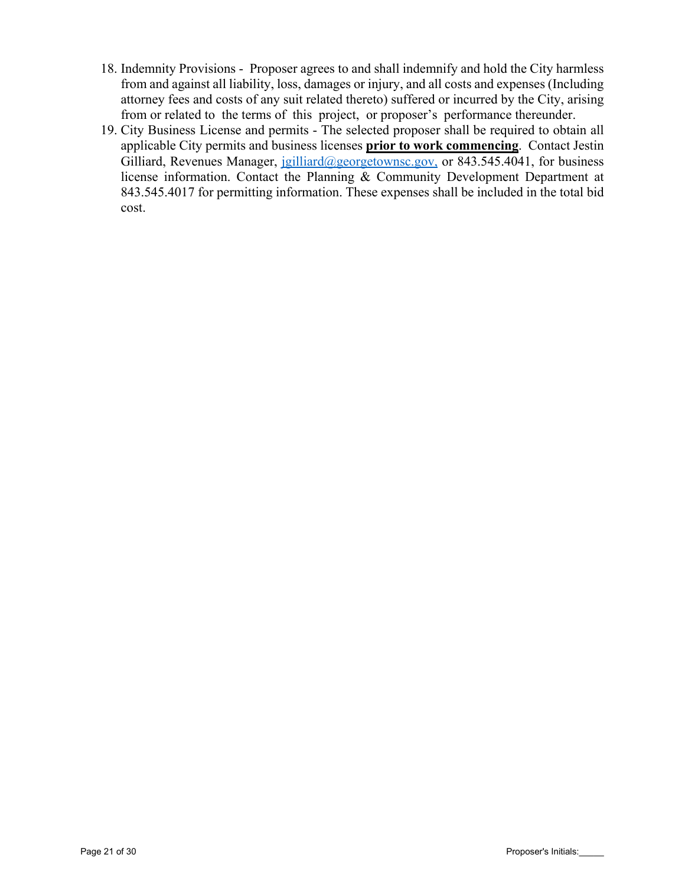18. Indemnity Provisions - Proposer agrees to and shall indemnify and hold the City harmless from and against all liability, loss, damages or injury, and all costs and expenses (Including attorney fees and costs of any suit related thereto) suffered or incurred by the City, arising from or related to the terms of this project, or proposer's performance thereunder.
19. City Business License and permits - The selected proposer shall be required to obtain all applicable City permits and business licenses **prior to work commencing**. Contact Jestin Gilliard, Revenues Manager, jgilliard@georgetownsc.gov, or 843.545.4041, for business license information. Contact the Planning & Community Development Department at 843.545.4017 for permitting information. These expenses shall be included in the total bid cost.

Proposer's Initials:_____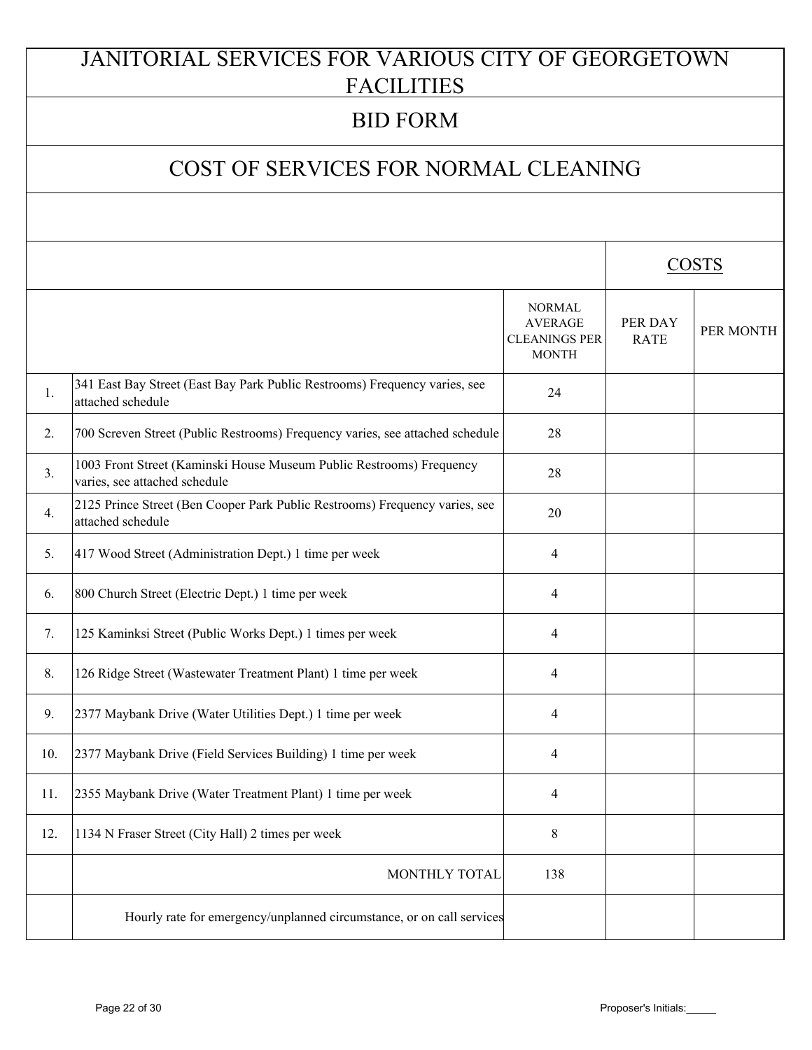# JANITORIAL SERVICES FOR VARIOUS CITY OF GEORGETOWN FACILITIES

## BID FORM

## COST OF SERVICES FOR NORMAL CLEANING

| | | | COSTS | |
|---|---|---|---|---|
| | | NORMAL AVERAGE CLEANINGS PER MONTH | PER DAY RATE | PER MONTH |
| 1. | 341 East Bay Street (East Bay Park Public Restrooms) Frequency varies, see attached schedule | 24 | | |
| 2. | 700 Screven Street (Public Restrooms) Frequency varies, see attached schedule | 28 | | |
| 3. | 1003 Front Street (Kaminski House Museum Public Restrooms) Frequency varies, see attached schedule | 28 | | |
| 4. | 2125 Prince Street (Ben Cooper Park Public Restrooms) Frequency varies, see attached schedule | 20 | | |
| 5. | 417 Wood Street (Administration Dept.) 1 time per week | 4 | | |
| 6. | 800 Church Street (Electric Dept.) 1 time per week | 4 | | |
| 7. | 125 Kaminksi Street (Public Works Dept.) 1 times per week | 4 | | |
| 8. | 126 Ridge Street (Wastewater Treatment Plant) 1 time per week | 4 | | |
| 9. | 2377 Maybank Drive (Water Utilities Dept.) 1 time per week | 4 | | |
| 10. | 2377 Maybank Drive (Field Services Building) 1 time per week | 4 | | |
| 11. | 2355 Maybank Drive (Water Treatment Plant) 1 time per week | 4 | | |
| 12. | 1134 N Fraser Street (City Hall) 2 times per week | 8 | | |
| | MONTHLY TOTAL | 138 | | |
| | Hourly rate for emergency/unplanned circumstance, or on call services | | | |

Proposer's Initials:_____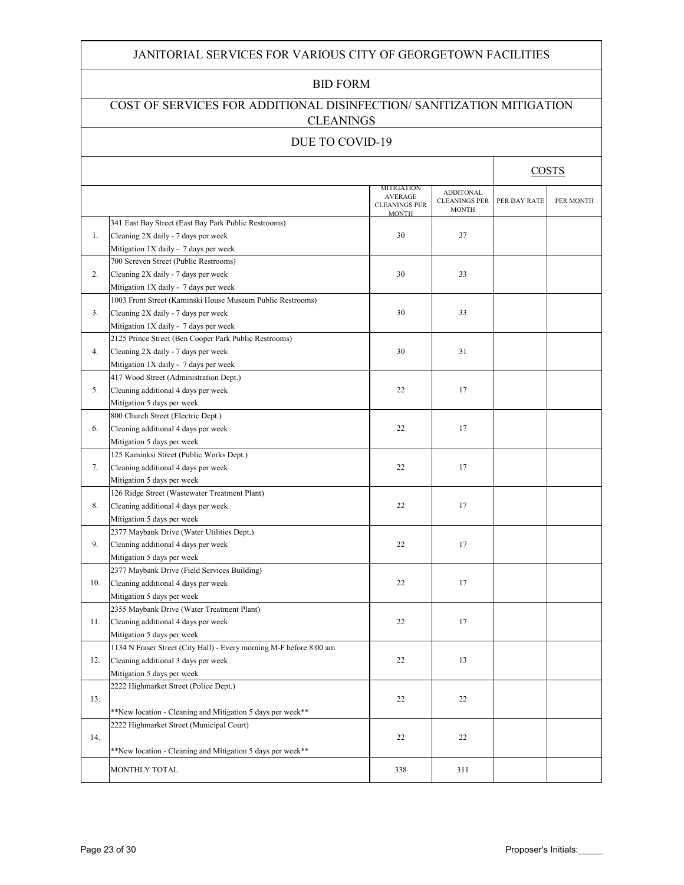# JANITORIAL SERVICES FOR VARIOUS CITY OF GEORGETOWN FACILITIES

## BID FORM

## COST OF SERVICES FOR ADDITIONAL DISINFECTION/ SANITIZATION MITIGATION CLEANINGS

## DUE TO COVID-19

| | | | | COSTS | |
|---|---|---|---|---|---|
| | | MITIGATION AVERAGE CLEANINGS PER MONTH | ADDITONAL CLEANINGS PER MONTH | PER DAY RATE | PER MONTH |
| 1. | 341 East Bay Street (East Bay Park Public Restrooms)<br>Cleaning 2X daily - 7 days per week<br>Mitigation 1X daily - 7 days per week | 30 | 37 | | |
| 2. | 700 Screven Street (Public Restrooms)<br>Cleaning 2X daily - 7 days per week<br>Mitigation 1X daily - 7 days per week | 30 | 33 | | |
| 3. | 1003 Front Street (Kaminski House Museum Public Restrooms)<br>Cleaning 2X daily - 7 days per week<br>Mitigation 1X daily - 7 days per week | 30 | 33 | | |
| 4. | 2125 Prince Street (Ben Cooper Park Public Restrooms)<br>Cleaning 2X daily - 7 days per week<br>Mitigation 1X daily - 7 days per week | 30 | 31 | | |
| 5. | 417 Wood Street (Administration Dept.)<br>Cleaning additional 4 days per week<br>Mitigation 5 days per week | 22 | 17 | | |
| 6. | 800 Church Street (Electric Dept.)<br>Cleaning additional 4 days per week<br>Mitigation 5 days per week | 22 | 17 | | |
| 7. | 125 Kaminksi Street (Public Works Dept.)<br>Cleaning additional 4 days per week<br>Mitigation 5 days per week | 22 | 17 | | |
| 8. | 126 Ridge Street (Wastewater Treatment Plant)<br>Cleaning additional 4 days per week<br>Mitigation 5 days per week | 22 | 17 | | |
| 9. | 2377 Maybank Drive (Water Utilities Dept.)<br>Cleaning additional 4 days per week<br>Mitigation 5 days per week | 22 | 17 | | |
| 10. | 2377 Maybank Drive (Field Services Building)<br>Cleaning additional 4 days per week<br>Mitigation 5 days per week | 22 | 17 | | |
| 11. | 2355 Maybank Drive (Water Treatment Plant)<br>Cleaning additional 4 days per week<br>Mitigation 5 days per week | 22 | 17 | | |
| 12. | 1134 N Fraser Street (City Hall) - Every morning M-F before 8:00 am<br>Cleaning additional 3 days per week<br>Mitigation 5 days per week | 22 | 13 | | |
| 13. | 2222 Highmarket Street (Police Dept.)<br>**New location - Cleaning and Mitigation 5 days per week** | 22 | 22 | | |
| 14. | 2222 Highmarket Street (Municipal Court)<br>**New location - Cleaning and Mitigation 5 days per week** | 22 | 22 | | |
| | MONTHLY TOTAL | 338 | 311 | | |

Proposer's Initials:_____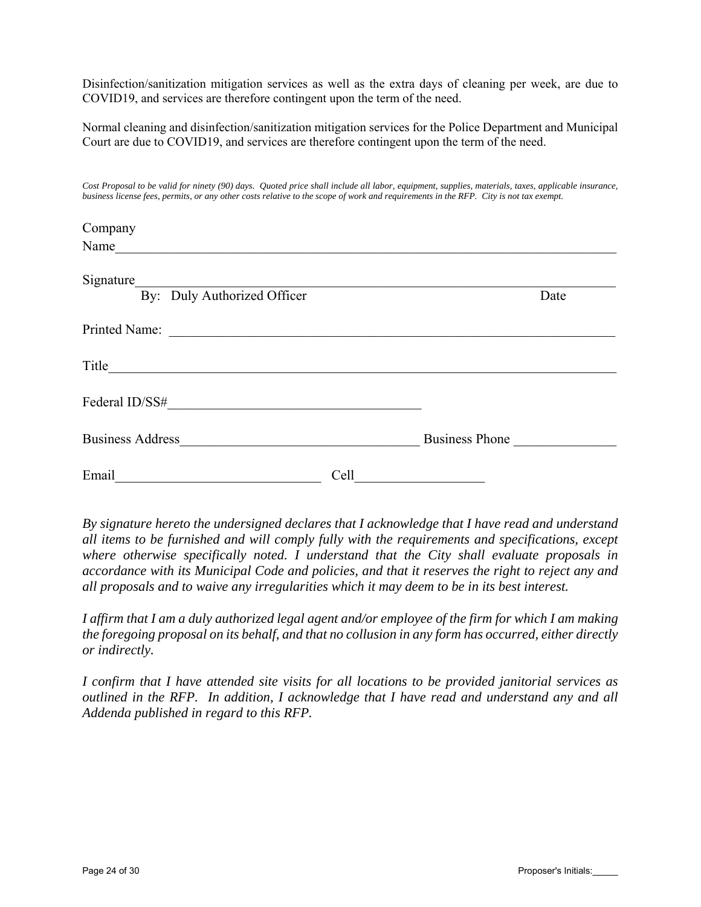Disinfection/sanitization mitigation services as well as the extra days of cleaning per week, are due to COVID19, and services are therefore contingent upon the term of the need.

Normal cleaning and disinfection/sanitization mitigation services for the Police Department and Municipal Court are due to COVID19, and services are therefore contingent upon the term of the need.

*Cost Proposal to be valid for ninety (90) days. Quoted price shall include all labor, equipment, supplies, materials, taxes, applicable insurance, business license fees, permits, or any other costs relative to the scope of work and requirements in the RFP. City is not tax exempt.*

Company Name\_\_\_\_\_\_\_\_\_\_\_\_\_\_\_\_\_\_\_\_\_\_\_\_\_\_\_\_\_\_\_\_\_\_\_\_\_\_\_\_\_\_\_\_\_\_\_\_\_\_\_\_\_\_\_\_\_\_\_\_

Signature\_\_\_\_\_\_\_\_\_\_\_\_\_\_\_\_\_\_\_\_\_\_\_\_\_\_\_\_\_\_\_\_\_\_\_\_\_\_\_\_\_\_\_\_\_\_\_\_\_\_\_\_\_\_\_\_\_\_\_\_
By: Duly Authorized Officer Date

Printed Name: \_\_\_\_\_\_\_\_\_\_\_\_\_\_\_\_\_\_\_\_\_\_\_\_\_\_\_\_\_\_\_\_\_\_\_\_\_\_\_\_\_\_\_\_\_\_\_\_\_\_\_\_\_

Title\_\_\_\_\_\_\_\_\_\_\_\_\_\_\_\_\_\_\_\_\_\_\_\_\_\_\_\_\_\_\_\_\_\_\_\_\_\_\_\_\_\_\_\_\_\_\_\_\_\_\_\_\_\_\_\_\_\_\_\_\_\_\_

Federal ID/SS#\_\_\_\_\_\_\_\_\_\_\_\_\_\_\_\_\_\_\_\_\_\_\_\_\_\_\_\_\_\_\_\_\_

Business Address\_\_\_\_\_\_\_\_\_\_\_\_\_\_\_\_\_\_\_\_\_\_\_\_\_\_\_\_\_ Business Phone \_\_\_\_\_\_\_\_\_\_\_\_

Email\_\_\_\_\_\_\_\_\_\_\_\_\_\_\_\_\_\_\_\_\_\_\_\_\_ Cell\_\_\_\_\_\_\_\_\_\_\_\_\_\_\_\_

*By signature hereto the undersigned declares that I acknowledge that I have read and understand all items to be furnished and will comply fully with the requirements and specifications, except where otherwise specifically noted. I understand that the City shall evaluate proposals in accordance with its Municipal Code and policies, and that it reserves the right to reject any and all proposals and to waive any irregularities which it may deem to be in its best interest.*

*I affirm that I am a duly authorized legal agent and/or employee of the firm for which I am making the foregoing proposal on its behalf, and that no collusion in any form has occurred, either directly or indirectly.*

*I confirm that I have attended site visits for all locations to be provided janitorial services as outlined in the RFP. In addition, I acknowledge that I have read and understand any and all Addenda published in regard to this RFP.*

Proposer's Initials:\_\_\_\_\_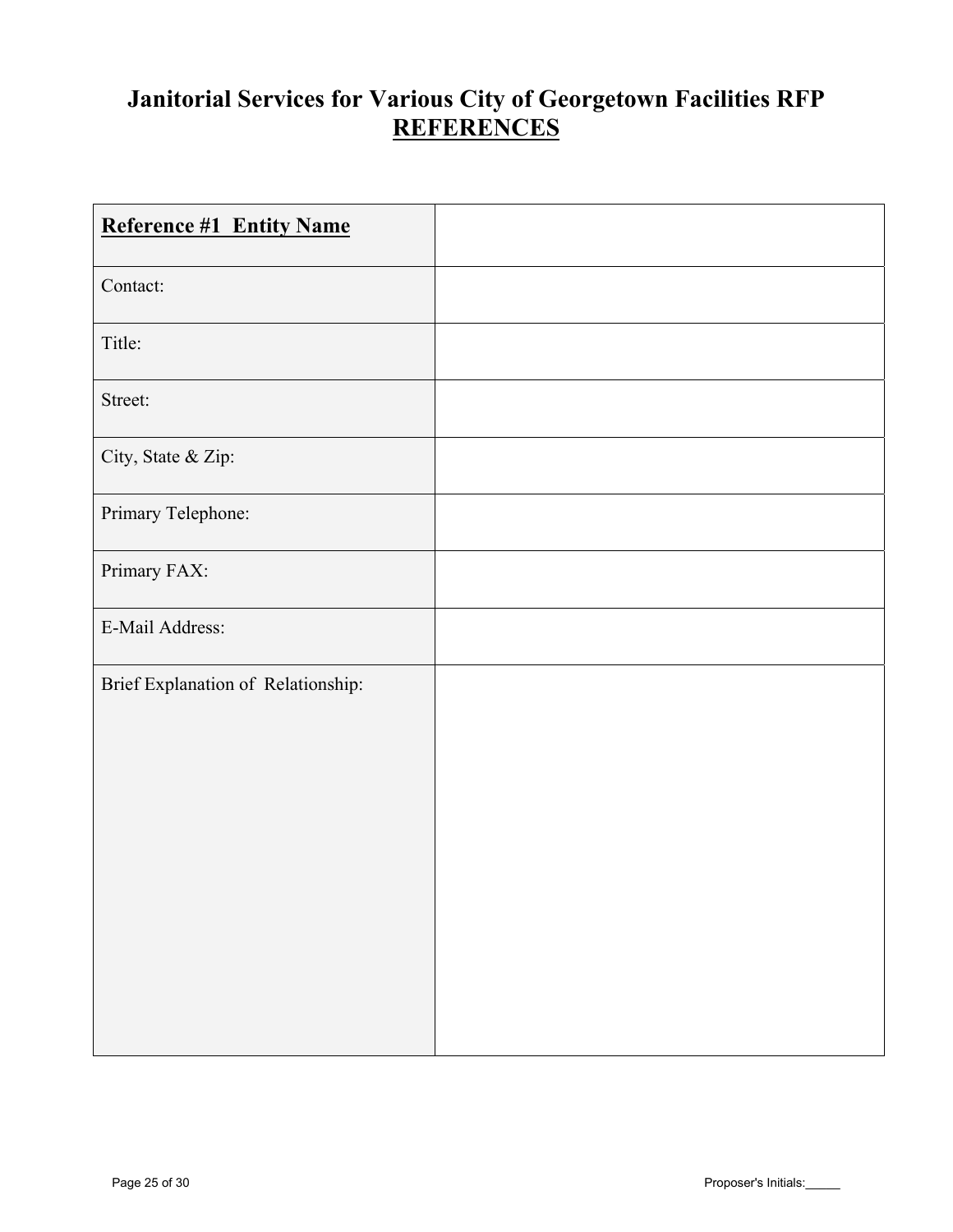# Janitorial Services for Various City of Georgetown Facilities RFP

## REFERENCES

| **Reference #1 Entity Name** | |
|---|---|
| Contact: | |
| Title: | |
| Street: | |
| City, State & Zip: | |
| Primary Telephone: | |
| Primary FAX: | |
| E-Mail Address: | |
| Brief Explanation of Relationship: | |

Proposer's Initials:_____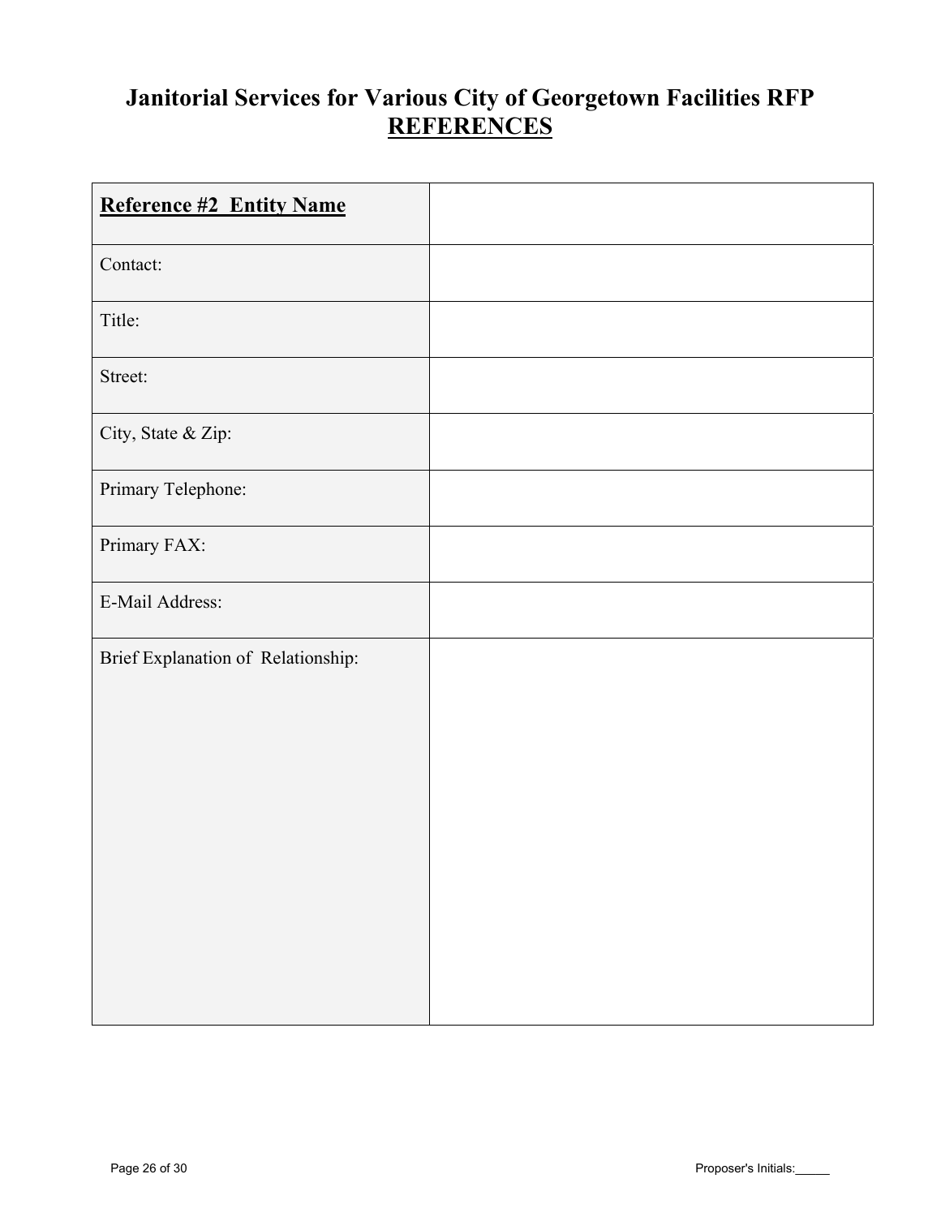# Janitorial Services for Various City of Georgetown Facilities RFP
## REFERENCES

| **Reference #2 Entity Name** | |
|---|---|
| Contact: | |
| Title: | |
| Street: | |
| City, State & Zip: | |
| Primary Telephone: | |
| Primary FAX: | |
| E-Mail Address: | |
| Brief Explanation of Relationship: | |

Proposer's Initials:_____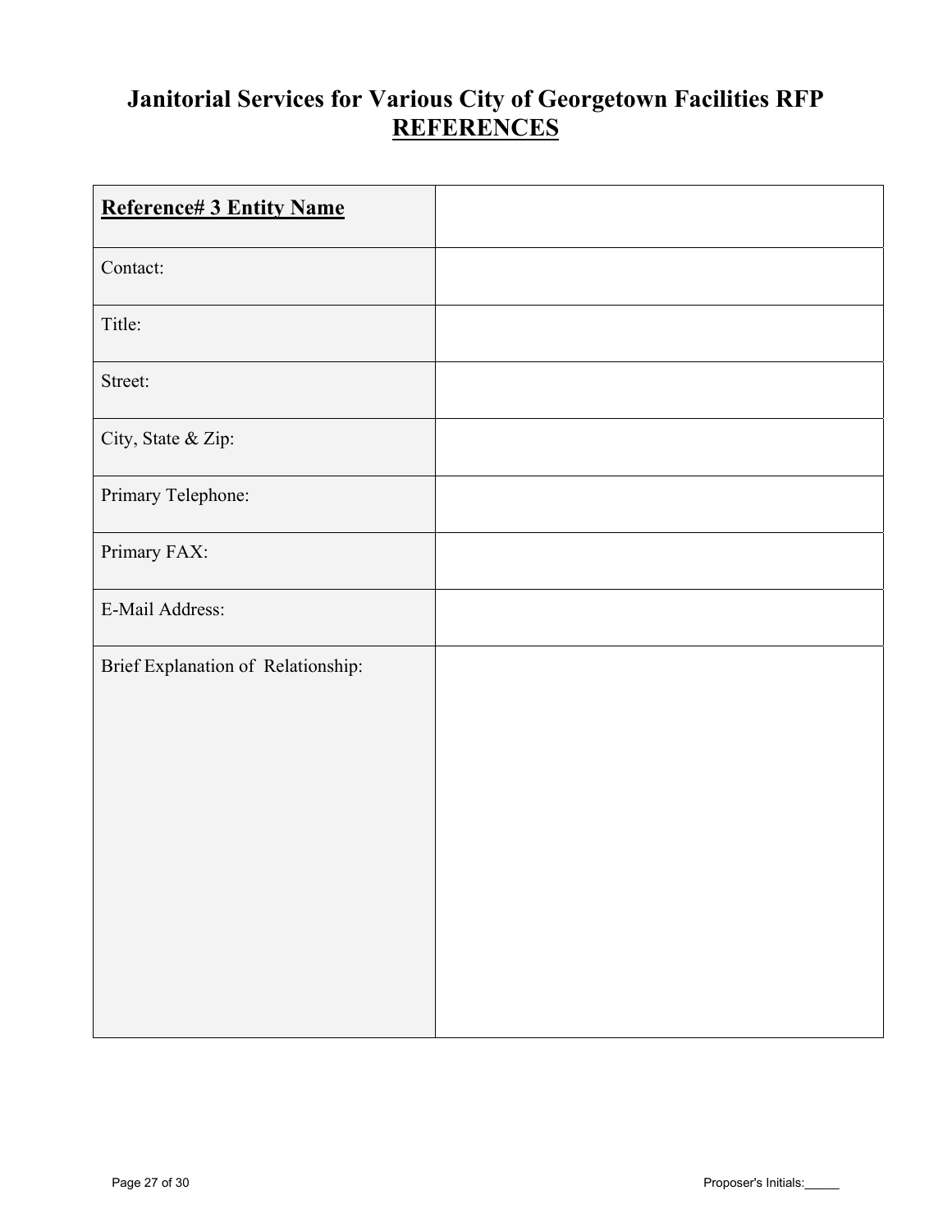# Janitorial Services for Various City of Georgetown Facilities RFP
## REFERENCES

| **Reference# 3 Entity Name** | |
|---|---|
| Contact: | |
| Title: | |
| Street: | |
| City, State & Zip: | |
| Primary Telephone: | |
| Primary FAX: | |
| E-Mail Address: | |
| Brief Explanation of Relationship: | |

Proposer's Initials:_____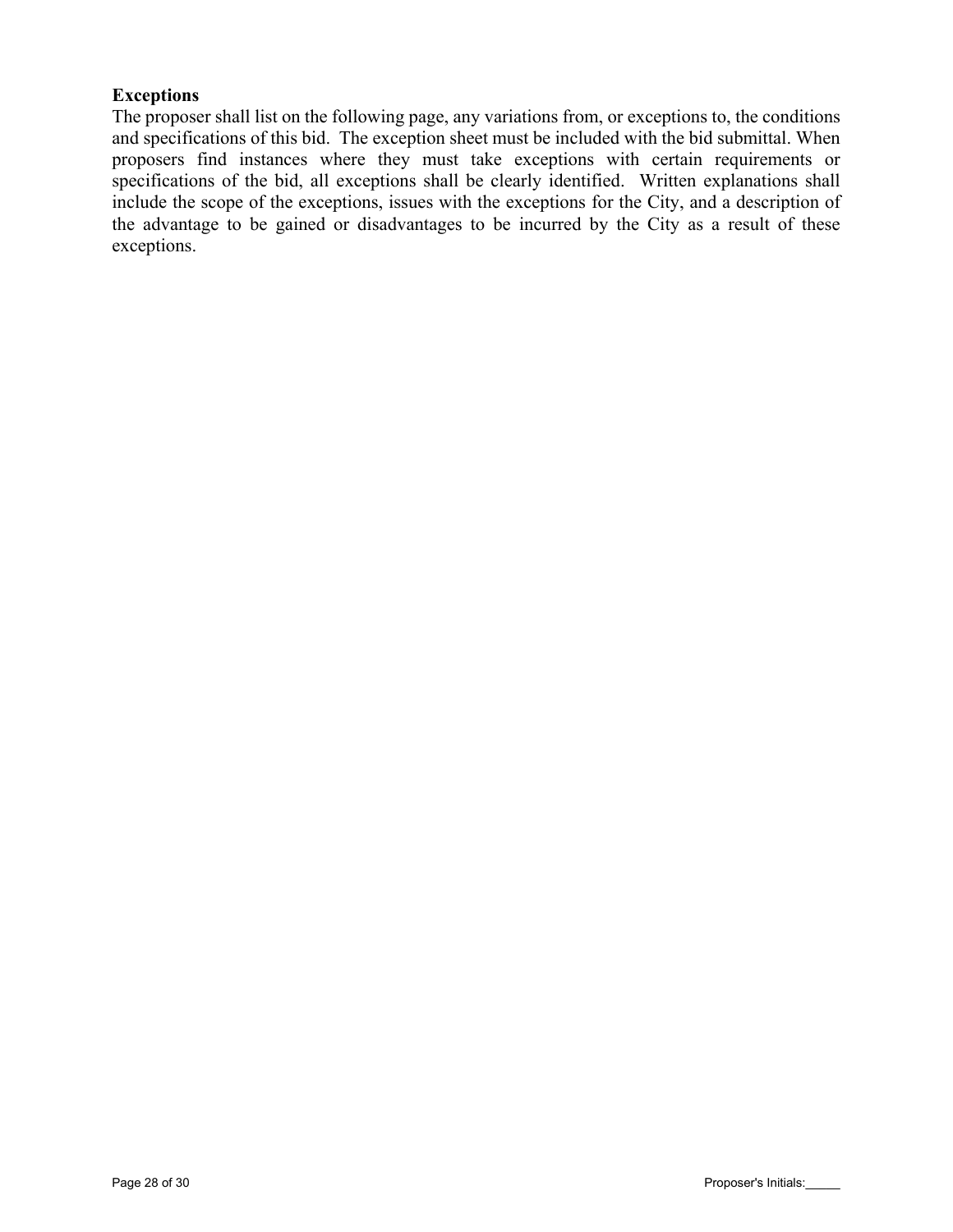**Exceptions**

The proposer shall list on the following page, any variations from, or exceptions to, the conditions and specifications of this bid. The exception sheet must be included with the bid submittal. When proposers find instances where they must take exceptions with certain requirements or specifications of the bid, all exceptions shall be clearly identified. Written explanations shall include the scope of the exceptions, issues with the exceptions for the City, and a description of the advantage to be gained or disadvantages to be incurred by the City as a result of these exceptions.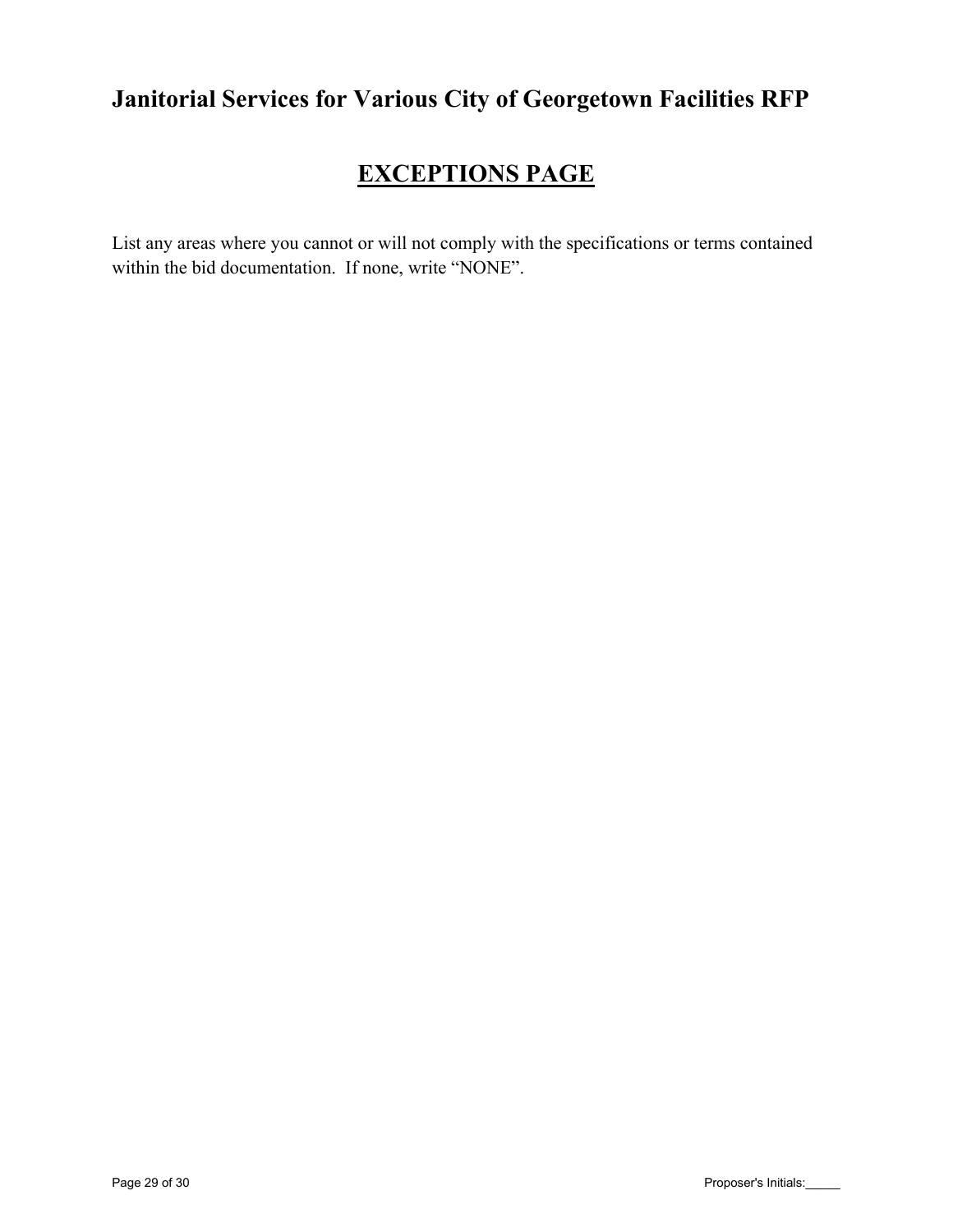# Janitorial Services for Various City of Georgetown Facilities RFP

## EXCEPTIONS PAGE

List any areas where you cannot or will not comply with the specifications or terms contained within the bid documentation. If none, write “NONE”.

Proposer's Initials:_____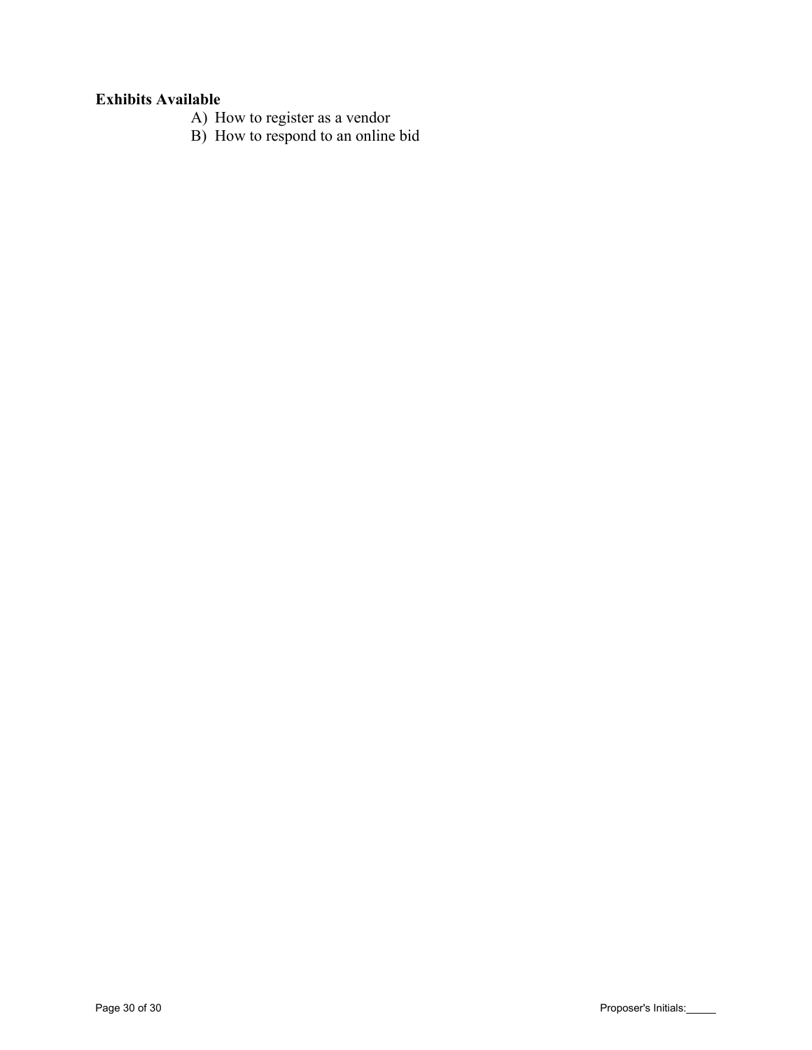**Exhibits Available**

A) How to register as a vendor
B) How to respond to an online bid